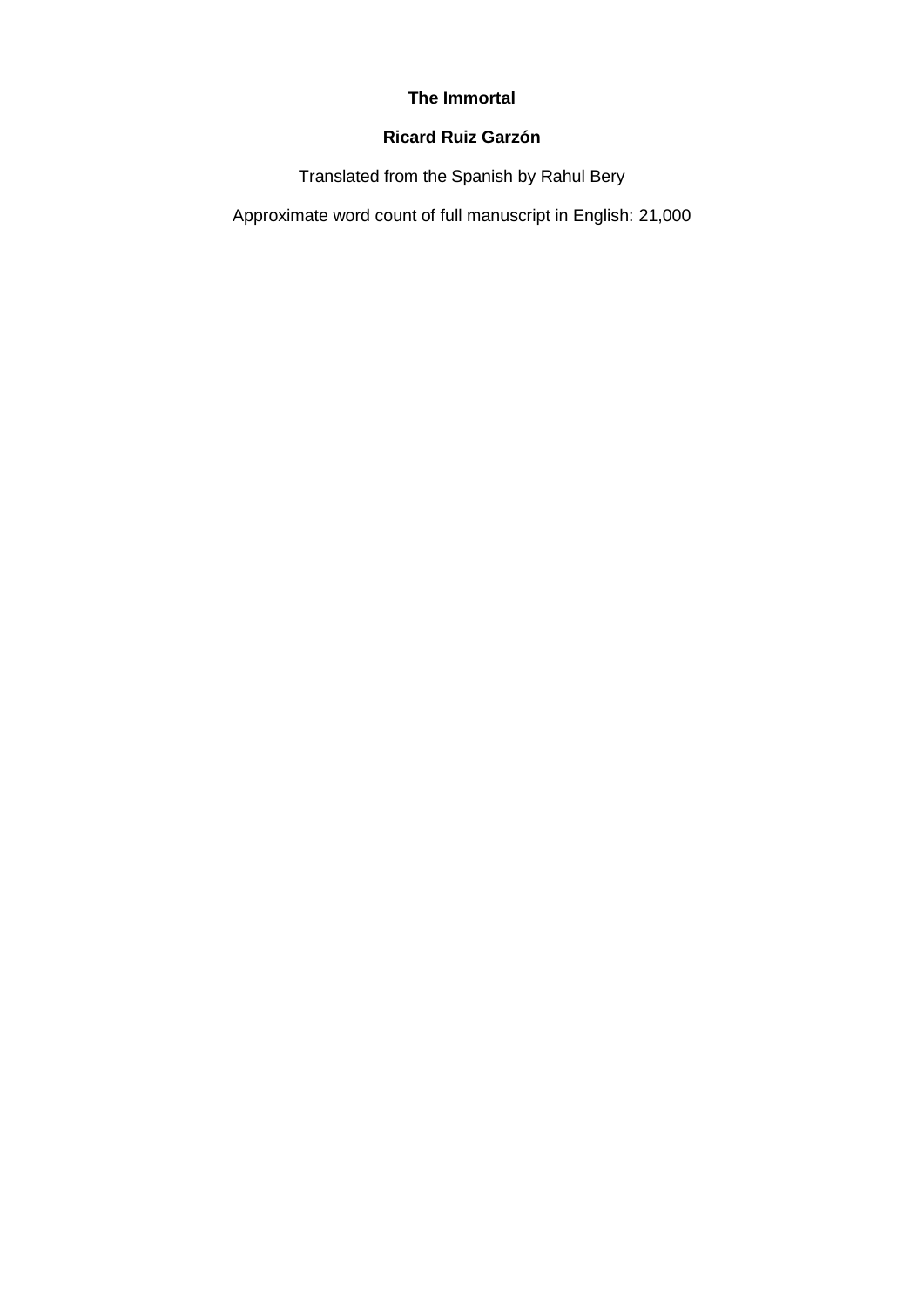# The Immortal

**Ricard Ruiz Garzón**

Translated from the Spanish by Rahul Bery

Approximate word count of full manuscript in English: 21,000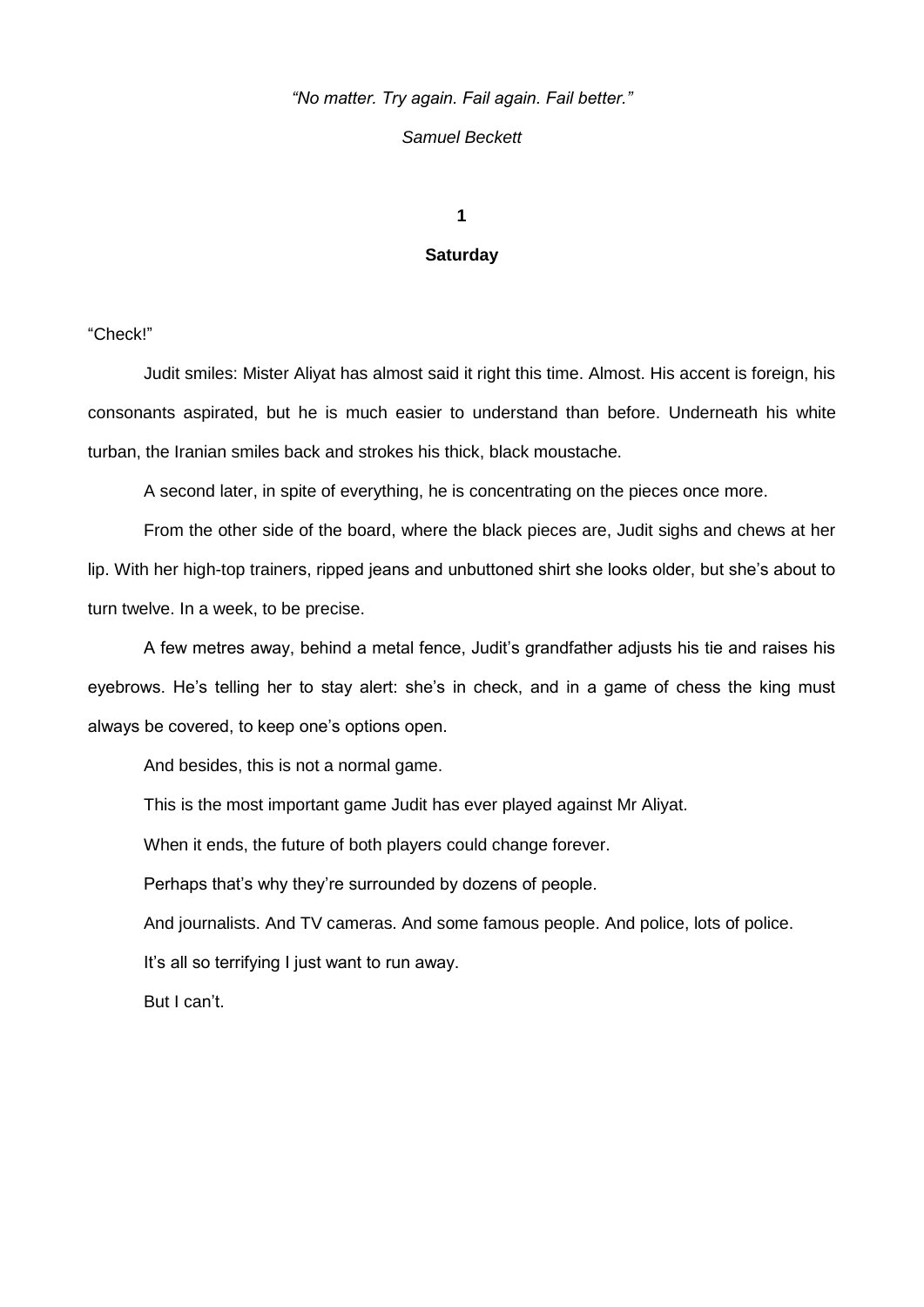*"No matter. Try again. Fail again. Fail better."*

*Samuel Beckett*

# 1

## Saturday

"Check!"

Judit smiles: Mister Aliyat has almost said it right this time. Almost. His accent is foreign, his consonants aspirated, but he is much easier to understand than before. Underneath his white turban, the Iranian smiles back and strokes his thick, black moustache.

A second later, in spite of everything, he is concentrating on the pieces once more.

From the other side of the board, where the black pieces are, Judit sighs and chews at her lip. With her high-top trainers, ripped jeans and unbuttoned shirt she looks older, but she's about to turn twelve. In a week, to be precise.

A few metres away, behind a metal fence, Judit's grandfather adjusts his tie and raises his eyebrows. He's telling her to stay alert: she's in check, and in a game of chess the king must always be covered, to keep one's options open.

And besides, this is not a normal game.

This is the most important game Judit has ever played against Mr Aliyat.

When it ends, the future of both players could change forever.

Perhaps that's why they're surrounded by dozens of people.

And journalists. And TV cameras. And some famous people. And police, lots of police.

It's all so terrifying I just want to run away.

But I can't.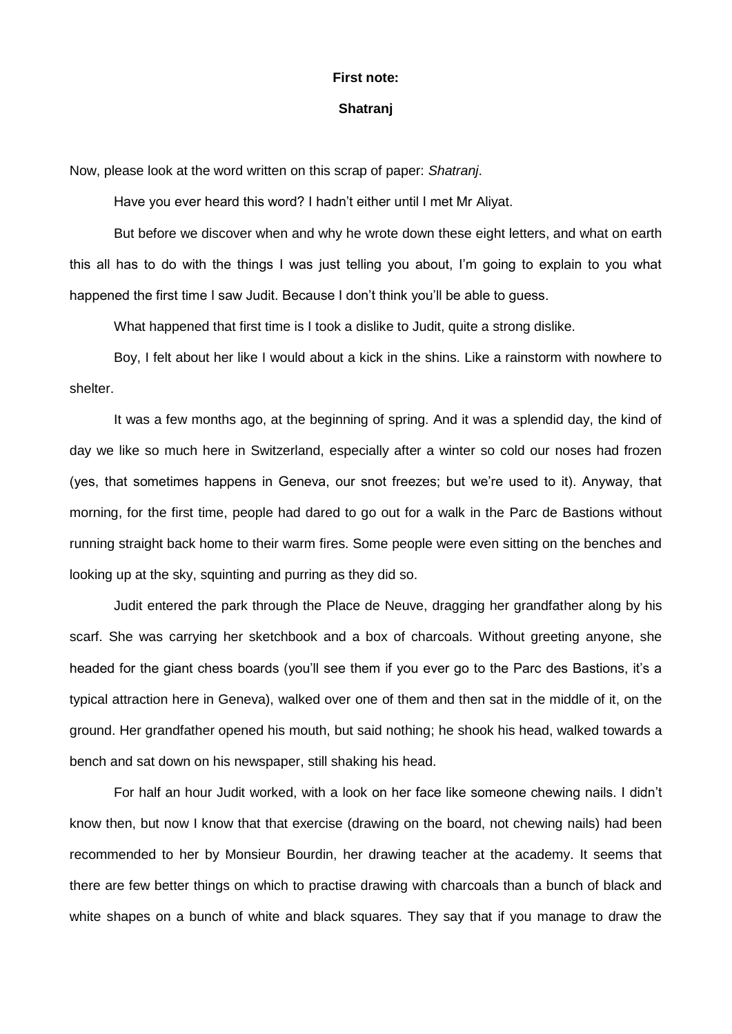**First note:**

**Shatranj**

Now, please look at the word written on this scrap of paper: *Shatranj*.

Have you ever heard this word? I hadn't either until I met Mr Aliyat.

But before we discover when and why he wrote down these eight letters, and what on earth this all has to do with the things I was just telling you about, I'm going to explain to you what happened the first time I saw Judit. Because I don't think you'll be able to guess.

What happened that first time is I took a dislike to Judit, quite a strong dislike.

Boy, I felt about her like I would about a kick in the shins. Like a rainstorm with nowhere to shelter.

It was a few months ago, at the beginning of spring. And it was a splendid day, the kind of day we like so much here in Switzerland, especially after a winter so cold our noses had frozen (yes, that sometimes happens in Geneva, our snot freezes; but we're used to it). Anyway, that morning, for the first time, people had dared to go out for a walk in the Parc de Bastions without running straight back home to their warm fires. Some people were even sitting on the benches and looking up at the sky, squinting and purring as they did so.

Judit entered the park through the Place de Neuve, dragging her grandfather along by his scarf. She was carrying her sketchbook and a box of charcoals. Without greeting anyone, she headed for the giant chess boards (you'll see them if you ever go to the Parc des Bastions, it's a typical attraction here in Geneva), walked over one of them and then sat in the middle of it, on the ground. Her grandfather opened his mouth, but said nothing; he shook his head, walked towards a bench and sat down on his newspaper, still shaking his head.

For half an hour Judit worked, with a look on her face like someone chewing nails. I didn't know then, but now I know that that exercise (drawing on the board, not chewing nails) had been recommended to her by Monsieur Bourdin, her drawing teacher at the academy. It seems that there are few better things on which to practise drawing with charcoals than a bunch of black and white shapes on a bunch of white and black squares. They say that if you manage to draw the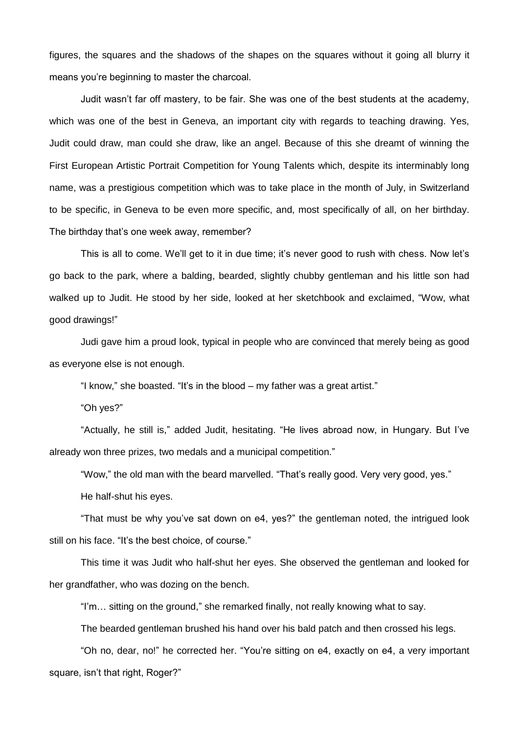figures, the squares and the shadows of the shapes on the squares without it going all blurry it means you're beginning to master the charcoal.

Judit wasn't far off mastery, to be fair. She was one of the best students at the academy, which was one of the best in Geneva, an important city with regards to teaching drawing. Yes, Judit could draw, man could she draw, like an angel. Because of this she dreamt of winning the First European Artistic Portrait Competition for Young Talents which, despite its interminably long name, was a prestigious competition which was to take place in the month of July, in Switzerland to be specific, in Geneva to be even more specific, and, most specifically of all, on her birthday. The birthday that's one week away, remember?

This is all to come. We'll get to it in due time; it's never good to rush with chess. Now let's go back to the park, where a balding, bearded, slightly chubby gentleman and his little son had walked up to Judit. He stood by her side, looked at her sketchbook and exclaimed, "Wow, what good drawings!"

Judi gave him a proud look, typical in people who are convinced that merely being as good as everyone else is not enough.

"I know," she boasted. "It's in the blood – my father was a great artist."

"Oh yes?"

"Actually, he still is," added Judit, hesitating. "He lives abroad now, in Hungary. But I've already won three prizes, two medals and a municipal competition."

"Wow," the old man with the beard marvelled. "That's really good. Very very good, yes."

He half-shut his eyes.

"That must be why you've sat down on e4, yes?" the gentleman noted, the intrigued look still on his face. "It's the best choice, of course."

This time it was Judit who half-shut her eyes. She observed the gentleman and looked for her grandfather, who was dozing on the bench.

"I'm… sitting on the ground," she remarked finally, not really knowing what to say.

The bearded gentleman brushed his hand over his bald patch and then crossed his legs.

"Oh no, dear, no!" he corrected her. "You're sitting on e4, exactly on e4, a very important square, isn't that right, Roger?"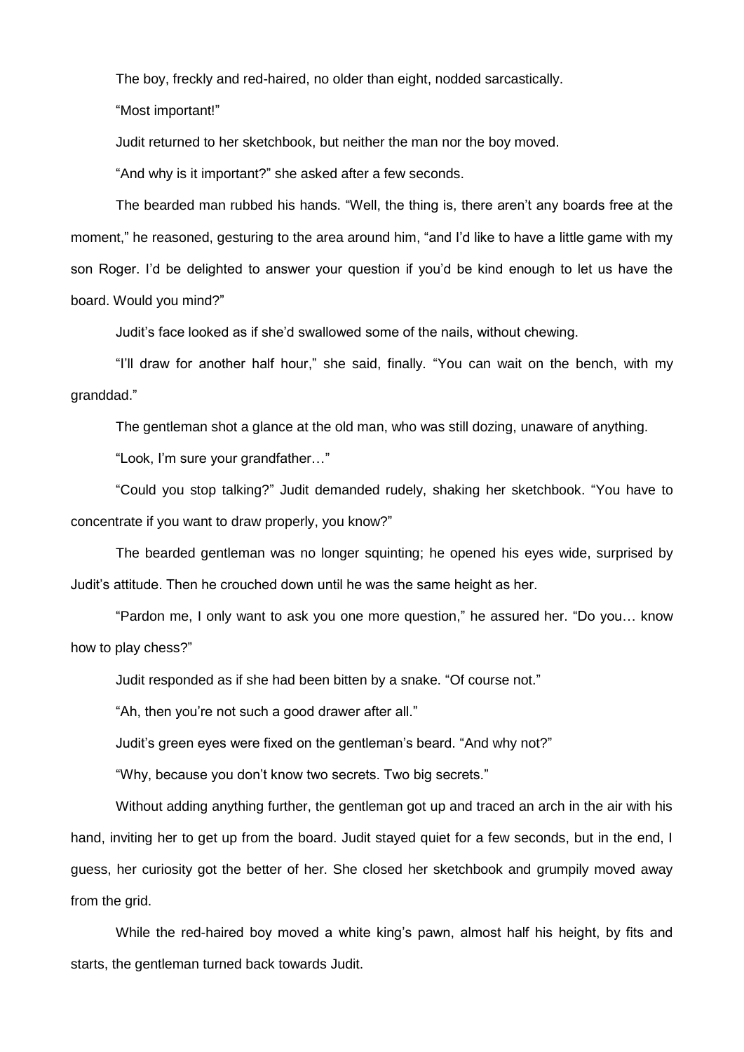The boy, freckly and red-haired, no older than eight, nodded sarcastically.

"Most important!"

Judit returned to her sketchbook, but neither the man nor the boy moved.

"And why is it important?" she asked after a few seconds.

The bearded man rubbed his hands. "Well, the thing is, there aren't any boards free at the moment," he reasoned, gesturing to the area around him, "and I'd like to have a little game with my son Roger. I'd be delighted to answer your question if you'd be kind enough to let us have the board. Would you mind?"

Judit's face looked as if she'd swallowed some of the nails, without chewing.

"I'll draw for another half hour," she said, finally. "You can wait on the bench, with my granddad."

The gentleman shot a glance at the old man, who was still dozing, unaware of anything.

"Look, I'm sure your grandfather…"

"Could you stop talking?" Judit demanded rudely, shaking her sketchbook. "You have to concentrate if you want to draw properly, you know?"

The bearded gentleman was no longer squinting; he opened his eyes wide, surprised by Judit's attitude. Then he crouched down until he was the same height as her.

"Pardon me, I only want to ask you one more question," he assured her. "Do you… know how to play chess?"

Judit responded as if she had been bitten by a snake. "Of course not."

"Ah, then you're not such a good drawer after all."

Judit's green eyes were fixed on the gentleman's beard. "And why not?"

"Why, because you don't know two secrets. Two big secrets."

Without adding anything further, the gentleman got up and traced an arch in the air with his hand, inviting her to get up from the board. Judit stayed quiet for a few seconds, but in the end, I guess, her curiosity got the better of her. She closed her sketchbook and grumpily moved away from the grid.

While the red-haired boy moved a white king's pawn, almost half his height, by fits and starts, the gentleman turned back towards Judit.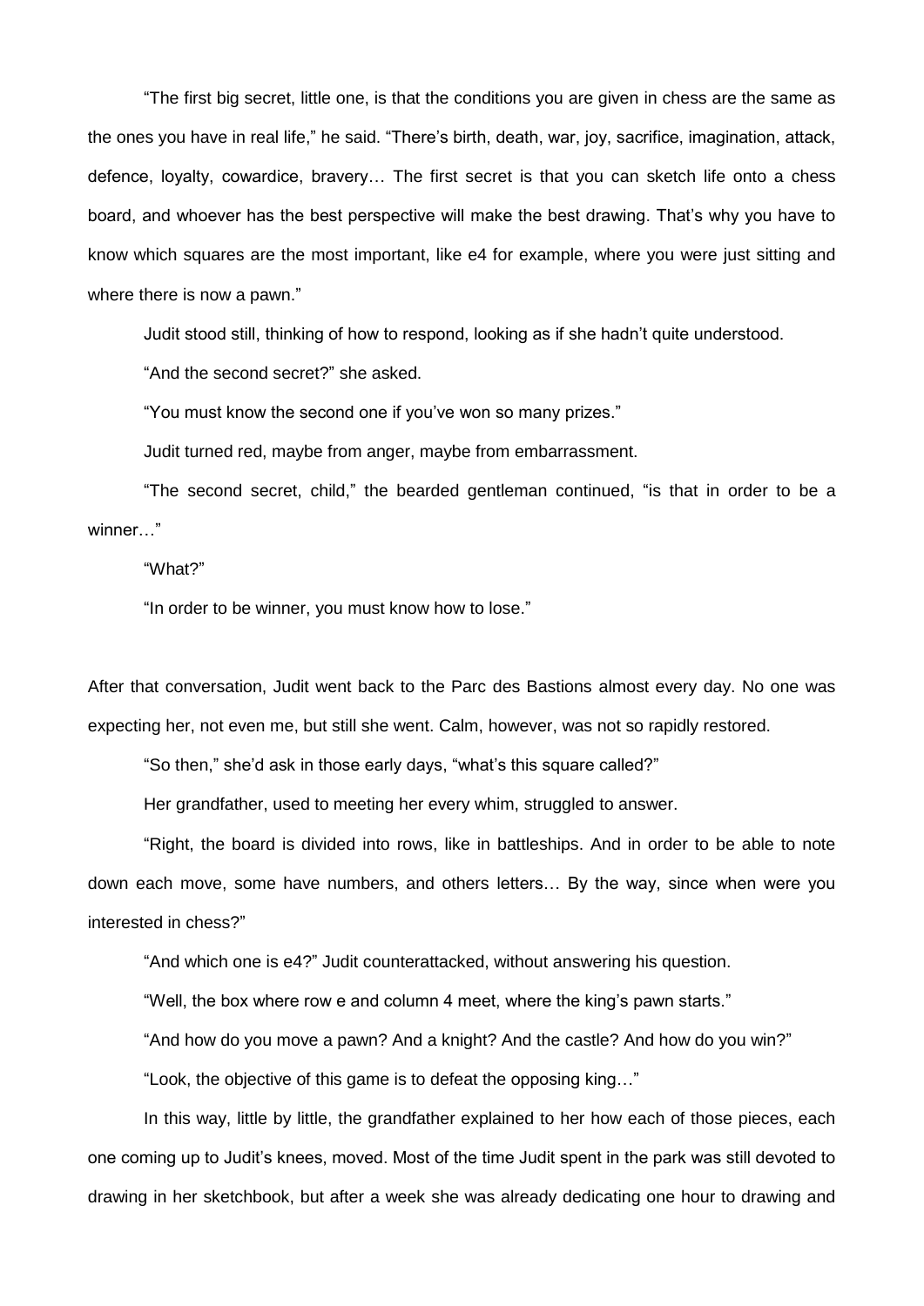"The first big secret, little one, is that the conditions you are given in chess are the same as the ones you have in real life," he said. "There's birth, death, war, joy, sacrifice, imagination, attack, defence, loyalty, cowardice, bravery… The first secret is that you can sketch life onto a chess board, and whoever has the best perspective will make the best drawing. That's why you have to know which squares are the most important, like e4 for example, where you were just sitting and where there is now a pawn."

Judit stood still, thinking of how to respond, looking as if she hadn't quite understood.

"And the second secret?" she asked.

"You must know the second one if you've won so many prizes."

Judit turned red, maybe from anger, maybe from embarrassment.

"The second secret, child," the bearded gentleman continued, "is that in order to be a winner…"

"What?"

"In order to be winner, you must know how to lose."

After that conversation, Judit went back to the Parc des Bastions almost every day. No one was expecting her, not even me, but still she went. Calm, however, was not so rapidly restored.

"So then," she'd ask in those early days, "what's this square called?"

Her grandfather, used to meeting her every whim, struggled to answer.

"Right, the board is divided into rows, like in battleships. And in order to be able to note down each move, some have numbers, and others letters… By the way, since when were you interested in chess?"

"And which one is e4?" Judit counterattacked, without answering his question.

"Well, the box where row e and column 4 meet, where the king's pawn starts."

"And how do you move a pawn? And a knight? And the castle? And how do you win?"

"Look, the objective of this game is to defeat the opposing king…"

In this way, little by little, the grandfather explained to her how each of those pieces, each one coming up to Judit's knees, moved. Most of the time Judit spent in the park was still devoted to drawing in her sketchbook, but after a week she was already dedicating one hour to drawing and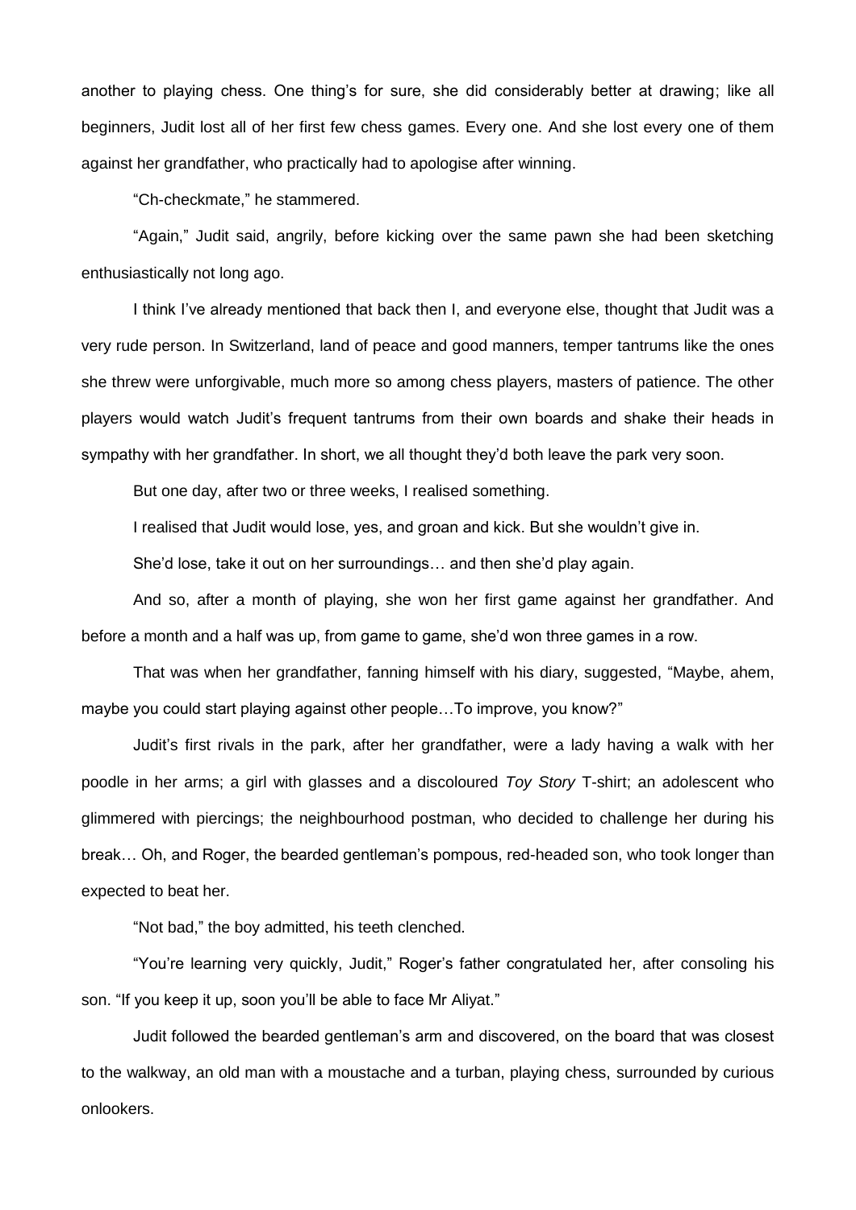another to playing chess. One thing's for sure, she did considerably better at drawing; like all beginners, Judit lost all of her first few chess games. Every one. And she lost every one of them against her grandfather, who practically had to apologise after winning.

"Ch-checkmate," he stammered.

"Again," Judit said, angrily, before kicking over the same pawn she had been sketching enthusiastically not long ago.

I think I've already mentioned that back then I, and everyone else, thought that Judit was a very rude person. In Switzerland, land of peace and good manners, temper tantrums like the ones she threw were unforgivable, much more so among chess players, masters of patience. The other players would watch Judit's frequent tantrums from their own boards and shake their heads in sympathy with her grandfather. In short, we all thought they'd both leave the park very soon.

But one day, after two or three weeks, I realised something.

I realised that Judit would lose, yes, and groan and kick. But she wouldn't give in.

She'd lose, take it out on her surroundings… and then she'd play again.

And so, after a month of playing, she won her first game against her grandfather. And before a month and a half was up, from game to game, she'd won three games in a row.

That was when her grandfather, fanning himself with his diary, suggested, "Maybe, ahem, maybe you could start playing against other people…To improve, you know?"

Judit's first rivals in the park, after her grandfather, were a lady having a walk with her poodle in her arms; a girl with glasses and a discoloured *Toy Story* T-shirt; an adolescent who glimmered with piercings; the neighbourhood postman, who decided to challenge her during his break… Oh, and Roger, the bearded gentleman's pompous, red-headed son, who took longer than expected to beat her.

"Not bad," the boy admitted, his teeth clenched.

"You're learning very quickly, Judit," Roger's father congratulated her, after consoling his son. "If you keep it up, soon you'll be able to face Mr Aliyat."

Judit followed the bearded gentleman's arm and discovered, on the board that was closest to the walkway, an old man with a moustache and a turban, playing chess, surrounded by curious onlookers.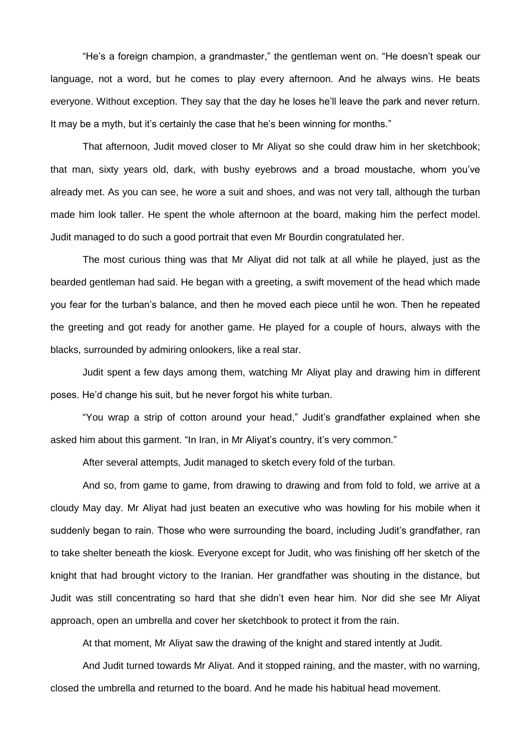"He's a foreign champion, a grandmaster," the gentleman went on. "He doesn't speak our language, not a word, but he comes to play every afternoon. And he always wins. He beats everyone. Without exception. They say that the day he loses he'll leave the park and never return. It may be a myth, but it's certainly the case that he's been winning for months."

That afternoon, Judit moved closer to Mr Aliyat so she could draw him in her sketchbook; that man, sixty years old, dark, with bushy eyebrows and a broad moustache, whom you've already met. As you can see, he wore a suit and shoes, and was not very tall, although the turban made him look taller. He spent the whole afternoon at the board, making him the perfect model. Judit managed to do such a good portrait that even Mr Bourdin congratulated her.

The most curious thing was that Mr Aliyat did not talk at all while he played, just as the bearded gentleman had said. He began with a greeting, a swift movement of the head which made you fear for the turban's balance, and then he moved each piece until he won. Then he repeated the greeting and got ready for another game. He played for a couple of hours, always with the blacks, surrounded by admiring onlookers, like a real star.

Judit spent a few days among them, watching Mr Aliyat play and drawing him in different poses. He'd change his suit, but he never forgot his white turban.

"You wrap a strip of cotton around your head," Judit's grandfather explained when she asked him about this garment. "In Iran, in Mr Aliyat's country, it's very common."

After several attempts, Judit managed to sketch every fold of the turban.

And so, from game to game, from drawing to drawing and from fold to fold, we arrive at a cloudy May day. Mr Aliyat had just beaten an executive who was howling for his mobile when it suddenly began to rain. Those who were surrounding the board, including Judit's grandfather, ran to take shelter beneath the kiosk. Everyone except for Judit, who was finishing off her sketch of the knight that had brought victory to the Iranian. Her grandfather was shouting in the distance, but Judit was still concentrating so hard that she didn't even hear him. Nor did she see Mr Aliyat approach, open an umbrella and cover her sketchbook to protect it from the rain.

At that moment, Mr Aliyat saw the drawing of the knight and stared intently at Judit.

And Judit turned towards Mr Aliyat. And it stopped raining, and the master, with no warning, closed the umbrella and returned to the board. And he made his habitual head movement.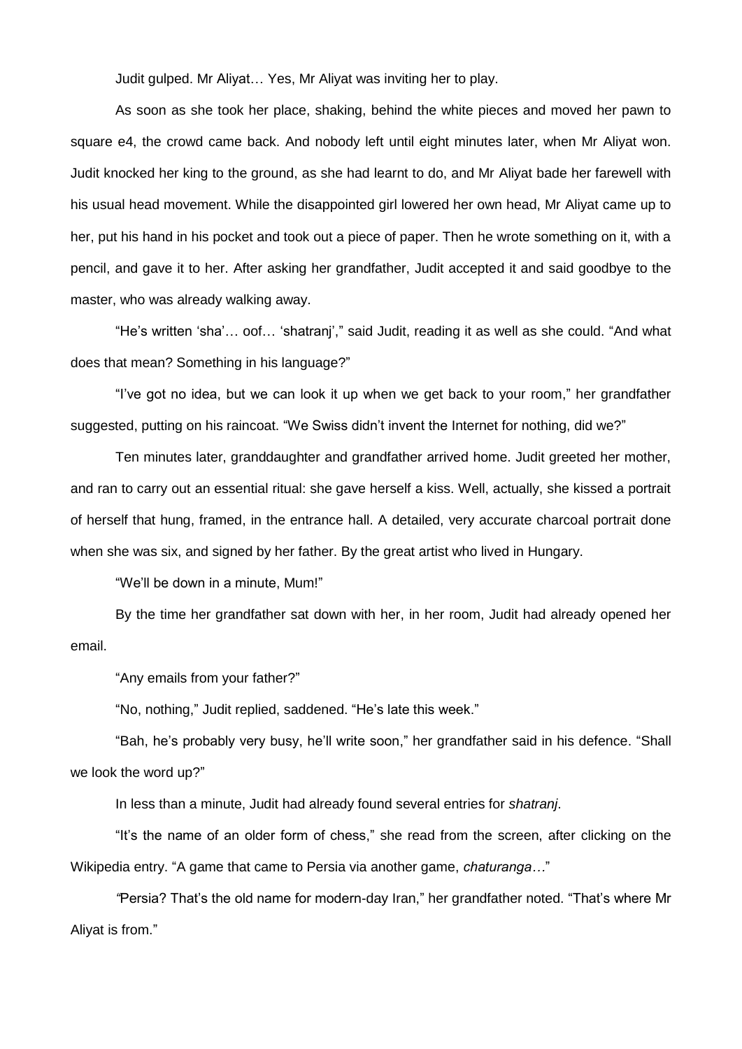Judit gulped. Mr Aliyat… Yes, Mr Aliyat was inviting her to play.

As soon as she took her place, shaking, behind the white pieces and moved her pawn to square e4, the crowd came back. And nobody left until eight minutes later, when Mr Aliyat won. Judit knocked her king to the ground, as she had learnt to do, and Mr Aliyat bade her farewell with his usual head movement. While the disappointed girl lowered her own head, Mr Aliyat came up to her, put his hand in his pocket and took out a piece of paper. Then he wrote something on it, with a pencil, and gave it to her. After asking her grandfather, Judit accepted it and said goodbye to the master, who was already walking away.

"He's written 'sha'… oof… 'shatranj'," said Judit, reading it as well as she could. "And what does that mean? Something in his language?"

"I've got no idea, but we can look it up when we get back to your room," her grandfather suggested, putting on his raincoat. "We Swiss didn't invent the Internet for nothing, did we?"

Ten minutes later, granddaughter and grandfather arrived home. Judit greeted her mother, and ran to carry out an essential ritual: she gave herself a kiss. Well, actually, she kissed a portrait of herself that hung, framed, in the entrance hall. A detailed, very accurate charcoal portrait done when she was six, and signed by her father. By the great artist who lived in Hungary.

"We'll be down in a minute, Mum!"

By the time her grandfather sat down with her, in her room, Judit had already opened her email.

"Any emails from your father?"

"No, nothing," Judit replied, saddened. "He's late this week."

"Bah, he's probably very busy, he'll write soon," her grandfather said in his defence. "Shall we look the word up?"

In less than a minute, Judit had already found several entries for *shatranj*.

"It's the name of an older form of chess," she read from the screen, after clicking on the Wikipedia entry. "A game that came to Persia via another game, *chaturanga*…"

"Persia? That's the old name for modern-day Iran," her grandfather noted. "That's where Mr Aliyat is from."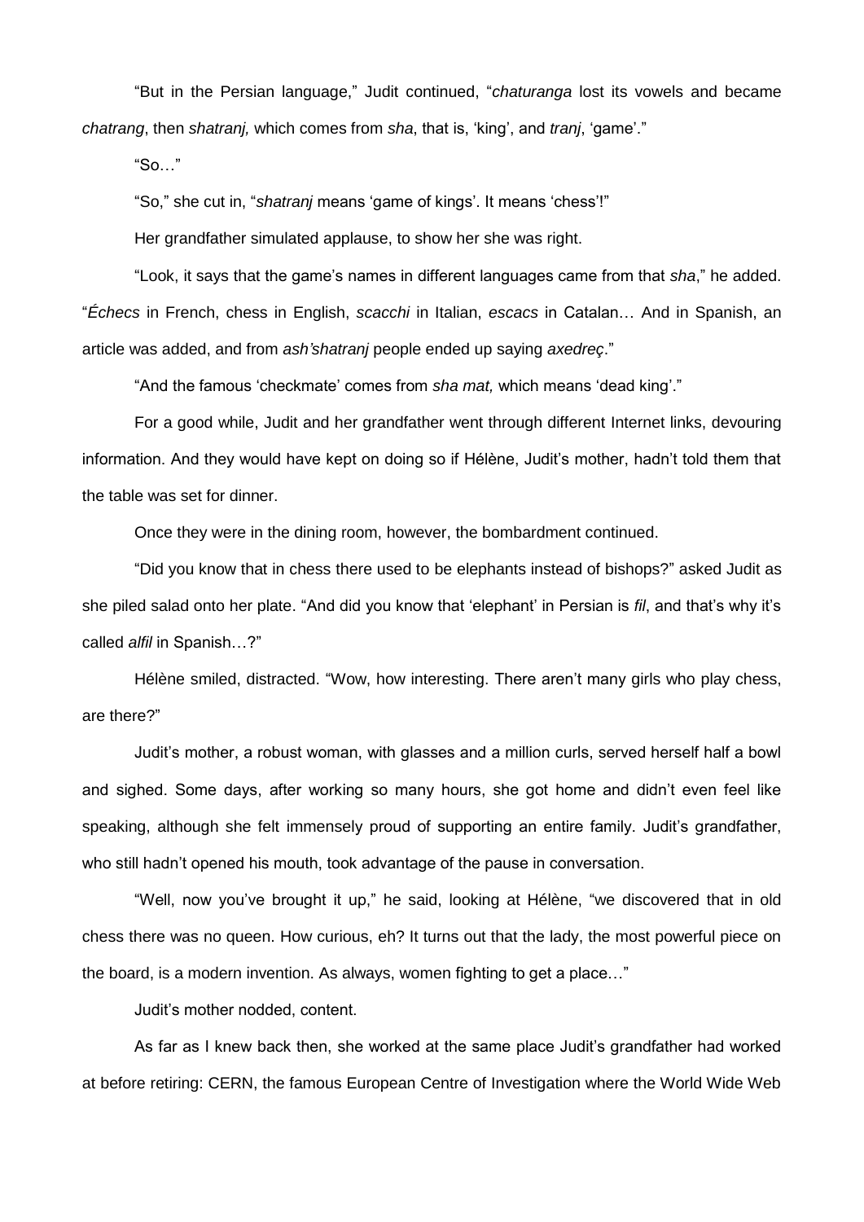"But in the Persian language," Judit continued, "*chaturanga* lost its vowels and became *chatrang*, then *shatranj,* which comes from *sha*, that is, 'king', and *tranj*, 'game'."

"So…"

"So," she cut in, "*shatranj* means 'game of kings'. It means 'chess'!"

Her grandfather simulated applause, to show her she was right.

"Look, it says that the game's names in different languages came from that *sha*," he added. "*Échecs* in French, chess in English, *scacchi* in Italian, *escacs* in Catalan… And in Spanish, an article was added, and from *ash'shatranj* people ended up saying *axedreç*."

"And the famous 'checkmate' comes from *sha mat,* which means 'dead king'."

For a good while, Judit and her grandfather went through different Internet links, devouring information. And they would have kept on doing so if Hélène, Judit's mother, hadn't told them that the table was set for dinner.

Once they were in the dining room, however, the bombardment continued.

"Did you know that in chess there used to be elephants instead of bishops?" asked Judit as she piled salad onto her plate. "And did you know that 'elephant' in Persian is *fil*, and that's why it's called *alfil* in Spanish…?"

Hélène smiled, distracted. "Wow, how interesting. There aren't many girls who play chess, are there?"

Judit's mother, a robust woman, with glasses and a million curls, served herself half a bowl and sighed. Some days, after working so many hours, she got home and didn't even feel like speaking, although she felt immensely proud of supporting an entire family. Judit's grandfather, who still hadn't opened his mouth, took advantage of the pause in conversation.

"Well, now you've brought it up," he said, looking at Hélène, "we discovered that in old chess there was no queen. How curious, eh? It turns out that the lady, the most powerful piece on the board, is a modern invention. As always, women fighting to get a place…"

Judit's mother nodded, content.

As far as I knew back then, she worked at the same place Judit's grandfather had worked at before retiring: CERN, the famous European Centre of Investigation where the World Wide Web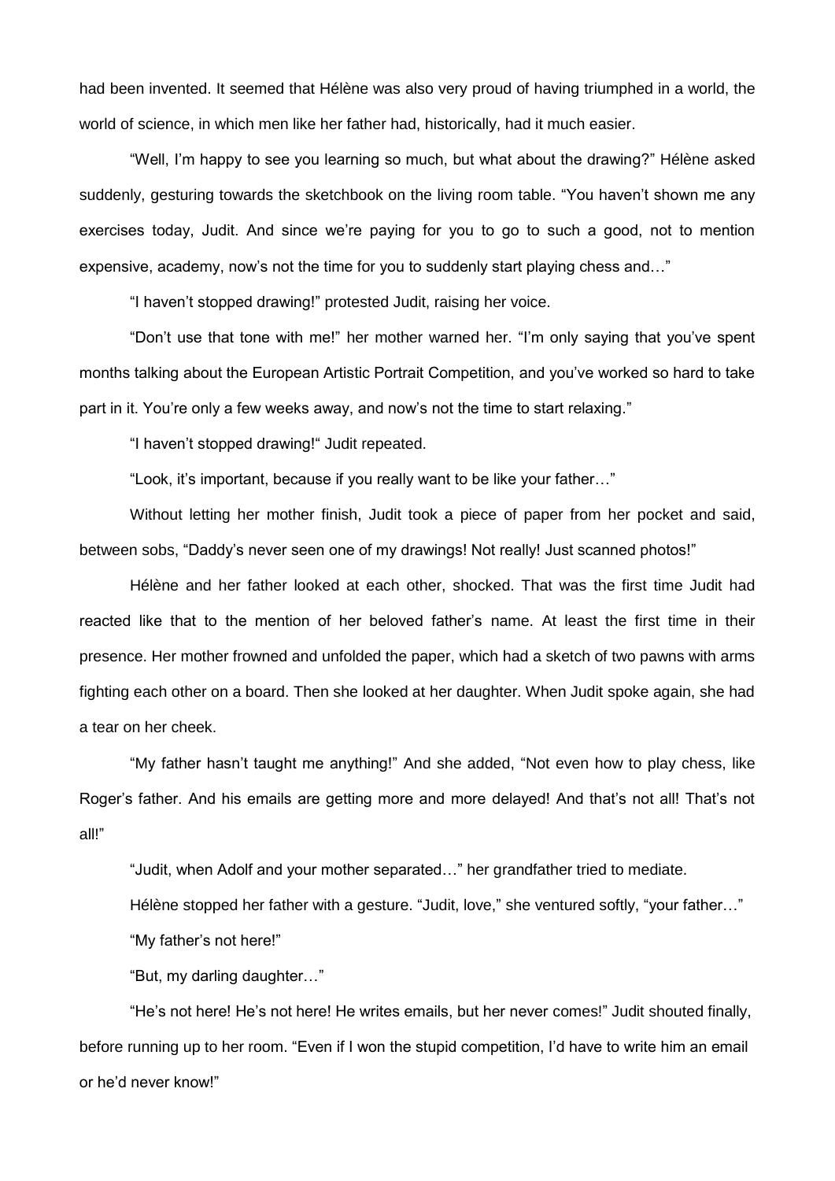had been invented. It seemed that Hélène was also very proud of having triumphed in a world, the world of science, in which men like her father had, historically, had it much easier.

"Well, I'm happy to see you learning so much, but what about the drawing?" Hélène asked suddenly, gesturing towards the sketchbook on the living room table. "You haven't shown me any exercises today, Judit. And since we're paying for you to go to such a good, not to mention expensive, academy, now's not the time for you to suddenly start playing chess and…"

"I haven't stopped drawing!" protested Judit, raising her voice.

"Don't use that tone with me!" her mother warned her. "I'm only saying that you've spent months talking about the European Artistic Portrait Competition, and you've worked so hard to take part in it. You're only a few weeks away, and now's not the time to start relaxing."

"I haven't stopped drawing!" Judit repeated.

"Look, it's important, because if you really want to be like your father…"

Without letting her mother finish, Judit took a piece of paper from her pocket and said, between sobs, "Daddy's never seen one of my drawings! Not really! Just scanned photos!"

Hélène and her father looked at each other, shocked. That was the first time Judit had reacted like that to the mention of her beloved father's name. At least the first time in their presence. Her mother frowned and unfolded the paper, which had a sketch of two pawns with arms fighting each other on a board. Then she looked at her daughter. When Judit spoke again, she had a tear on her cheek.

"My father hasn't taught me anything!" And she added, "Not even how to play chess, like Roger's father. And his emails are getting more and more delayed! And that's not all! That's not all!"

"Judit, when Adolf and your mother separated…" her grandfather tried to mediate.

Hélène stopped her father with a gesture. "Judit, love," she ventured softly, "your father…"

"My father's not here!"

"But, my darling daughter…"

"He's not here! He's not here! He writes emails, but her never comes!" Judit shouted finally, before running up to her room. "Even if I won the stupid competition, I'd have to write him an email or he'd never know!"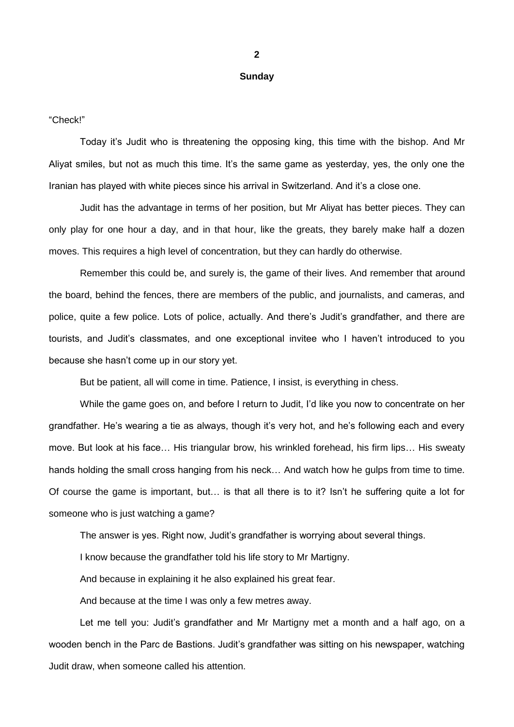## 2

### Sunday

"Check!"

Today it's Judit who is threatening the opposing king, this time with the bishop. And Mr Aliyat smiles, but not as much this time. It's the same game as yesterday, yes, the only one the Iranian has played with white pieces since his arrival in Switzerland. And it's a close one.

Judit has the advantage in terms of her position, but Mr Aliyat has better pieces. They can only play for one hour a day, and in that hour, like the greats, they barely make half a dozen moves. This requires a high level of concentration, but they can hardly do otherwise.

Remember this could be, and surely is, the game of their lives. And remember that around the board, behind the fences, there are members of the public, and journalists, and cameras, and police, quite a few police. Lots of police, actually. And there's Judit's grandfather, and there are tourists, and Judit's classmates, and one exceptional invitee who I haven't introduced to you because she hasn't come up in our story yet.

But be patient, all will come in time. Patience, I insist, is everything in chess.

While the game goes on, and before I return to Judit, I'd like you now to concentrate on her grandfather. He's wearing a tie as always, though it's very hot, and he's following each and every move. But look at his face… His triangular brow, his wrinkled forehead, his firm lips… His sweaty hands holding the small cross hanging from his neck… And watch how he gulps from time to time. Of course the game is important, but… is that all there is to it? Isn't he suffering quite a lot for someone who is just watching a game?

The answer is yes. Right now, Judit's grandfather is worrying about several things.

I know because the grandfather told his life story to Mr Martigny.

And because in explaining it he also explained his great fear.

And because at the time I was only a few metres away.

Let me tell you: Judit's grandfather and Mr Martigny met a month and a half ago, on a wooden bench in the Parc de Bastions. Judit's grandfather was sitting on his newspaper, watching Judit draw, when someone called his attention.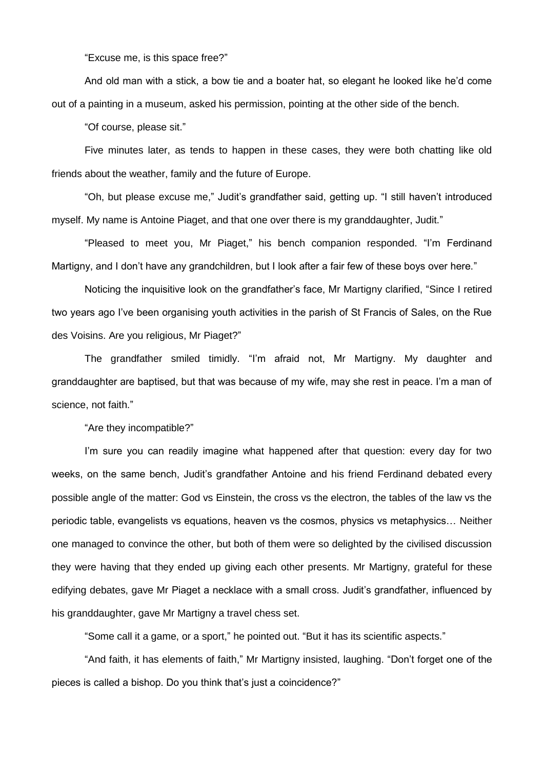"Excuse me, is this space free?"

And old man with a stick, a bow tie and a boater hat, so elegant he looked like he'd come out of a painting in a museum, asked his permission, pointing at the other side of the bench.

"Of course, please sit."

Five minutes later, as tends to happen in these cases, they were both chatting like old friends about the weather, family and the future of Europe.

"Oh, but please excuse me," Judit's grandfather said, getting up. "I still haven't introduced myself. My name is Antoine Piaget, and that one over there is my granddaughter, Judit."

"Pleased to meet you, Mr Piaget," his bench companion responded. "I'm Ferdinand Martigny, and I don't have any grandchildren, but I look after a fair few of these boys over here."

Noticing the inquisitive look on the grandfather's face, Mr Martigny clarified, "Since I retired two years ago I've been organising youth activities in the parish of St Francis of Sales, on the Rue des Voisins. Are you religious, Mr Piaget?"

The grandfather smiled timidly. "I'm afraid not, Mr Martigny. My daughter and granddaughter are baptised, but that was because of my wife, may she rest in peace. I'm a man of science, not faith."

"Are they incompatible?"

I'm sure you can readily imagine what happened after that question: every day for two weeks, on the same bench, Judit's grandfather Antoine and his friend Ferdinand debated every possible angle of the matter: God vs Einstein, the cross vs the electron, the tables of the law vs the periodic table, evangelists vs equations, heaven vs the cosmos, physics vs metaphysics… Neither one managed to convince the other, but both of them were so delighted by the civilised discussion they were having that they ended up giving each other presents. Mr Martigny, grateful for these edifying debates, gave Mr Piaget a necklace with a small cross. Judit's grandfather, influenced by his granddaughter, gave Mr Martigny a travel chess set.

"Some call it a game, or a sport," he pointed out. "But it has its scientific aspects."

"And faith, it has elements of faith," Mr Martigny insisted, laughing. "Don't forget one of the pieces is called a bishop. Do you think that's just a coincidence?"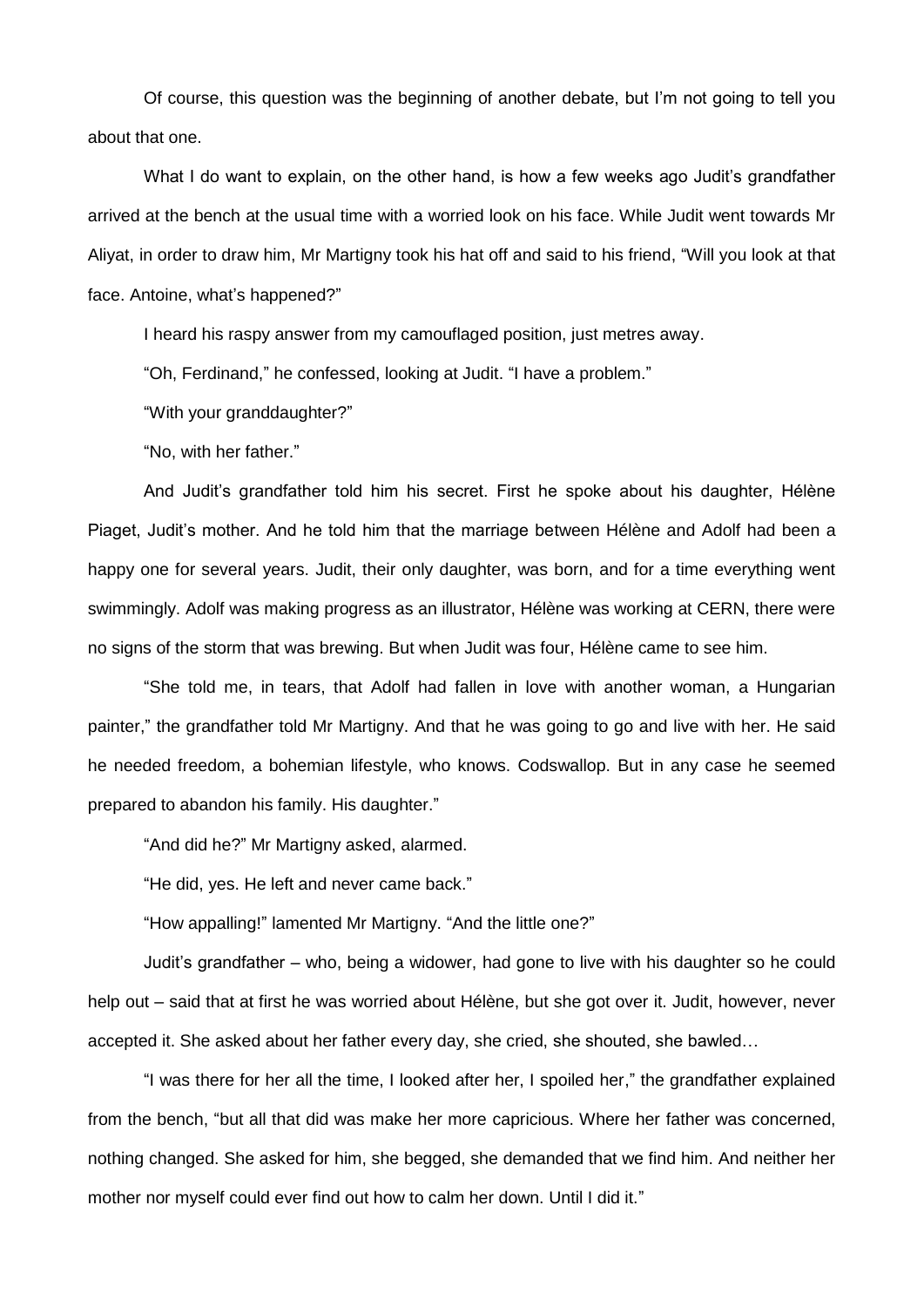Of course, this question was the beginning of another debate, but I'm not going to tell you about that one.

What I do want to explain, on the other hand, is how a few weeks ago Judit's grandfather arrived at the bench at the usual time with a worried look on his face. While Judit went towards Mr Aliyat, in order to draw him, Mr Martigny took his hat off and said to his friend, "Will you look at that face. Antoine, what's happened?"

I heard his raspy answer from my camouflaged position, just metres away.

"Oh, Ferdinand," he confessed, looking at Judit. "I have a problem."

"With your granddaughter?"

"No, with her father."

And Judit's grandfather told him his secret. First he spoke about his daughter, Hélène Piaget, Judit's mother. And he told him that the marriage between Hélène and Adolf had been a happy one for several years. Judit, their only daughter, was born, and for a time everything went swimmingly. Adolf was making progress as an illustrator, Hélène was working at CERN, there were no signs of the storm that was brewing. But when Judit was four, Hélène came to see him.

"She told me, in tears, that Adolf had fallen in love with another woman, a Hungarian painter," the grandfather told Mr Martigny. And that he was going to go and live with her. He said he needed freedom, a bohemian lifestyle, who knows. Codswallop. But in any case he seemed prepared to abandon his family. His daughter."

"And did he?" Mr Martigny asked, alarmed.

"He did, yes. He left and never came back."

"How appalling!" lamented Mr Martigny. "And the little one?"

Judit's grandfather – who, being a widower, had gone to live with his daughter so he could help out – said that at first he was worried about Hélène, but she got over it. Judit, however, never accepted it. She asked about her father every day, she cried, she shouted, she bawled…

"I was there for her all the time, I looked after her, I spoiled her," the grandfather explained from the bench, "but all that did was make her more capricious. Where her father was concerned, nothing changed. She asked for him, she begged, she demanded that we find him. And neither her mother nor myself could ever find out how to calm her down. Until I did it."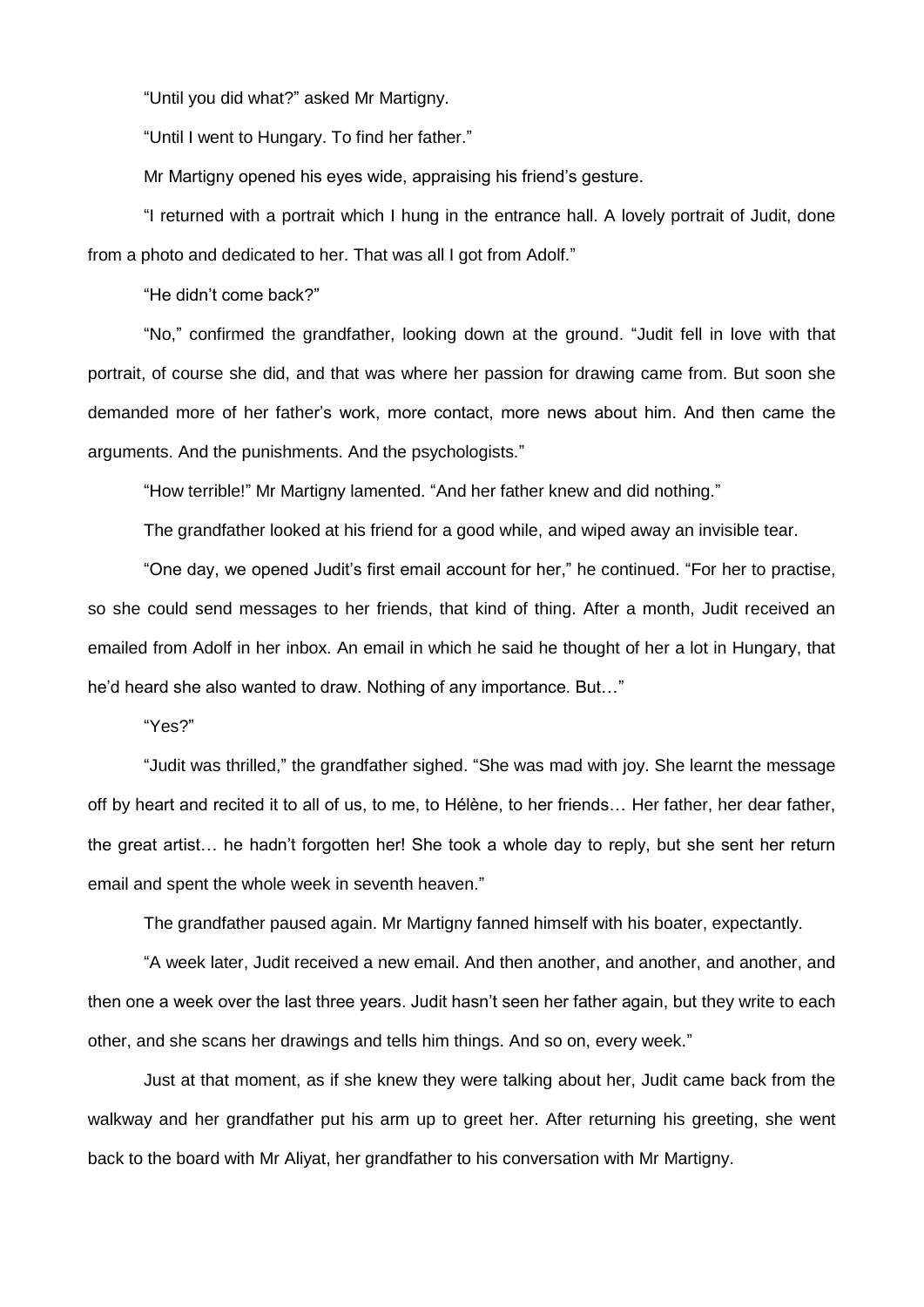"Until you did what?" asked Mr Martigny.

"Until I went to Hungary. To find her father."

Mr Martigny opened his eyes wide, appraising his friend's gesture.

"I returned with a portrait which I hung in the entrance hall. A lovely portrait of Judit, done from a photo and dedicated to her. That was all I got from Adolf."

"He didn't come back?"

"No," confirmed the grandfather, looking down at the ground. "Judit fell in love with that portrait, of course she did, and that was where her passion for drawing came from. But soon she demanded more of her father's work, more contact, more news about him. And then came the arguments. And the punishments. And the psychologists."

"How terrible!" Mr Martigny lamented. "And her father knew and did nothing."

The grandfather looked at his friend for a good while, and wiped away an invisible tear.

"One day, we opened Judit's first email account for her," he continued. "For her to practise, so she could send messages to her friends, that kind of thing. After a month, Judit received an emailed from Adolf in her inbox. An email in which he said he thought of her a lot in Hungary, that he'd heard she also wanted to draw. Nothing of any importance. But…"

"Yes?"

"Judit was thrilled," the grandfather sighed. "She was mad with joy. She learnt the message off by heart and recited it to all of us, to me, to Hélène, to her friends… Her father, her dear father, the great artist… he hadn't forgotten her! She took a whole day to reply, but she sent her return email and spent the whole week in seventh heaven."

The grandfather paused again. Mr Martigny fanned himself with his boater, expectantly.

"A week later, Judit received a new email. And then another, and another, and another, and then one a week over the last three years. Judit hasn't seen her father again, but they write to each other, and she scans her drawings and tells him things. And so on, every week."

Just at that moment, as if she knew they were talking about her, Judit came back from the walkway and her grandfather put his arm up to greet her. After returning his greeting, she went back to the board with Mr Aliyat, her grandfather to his conversation with Mr Martigny.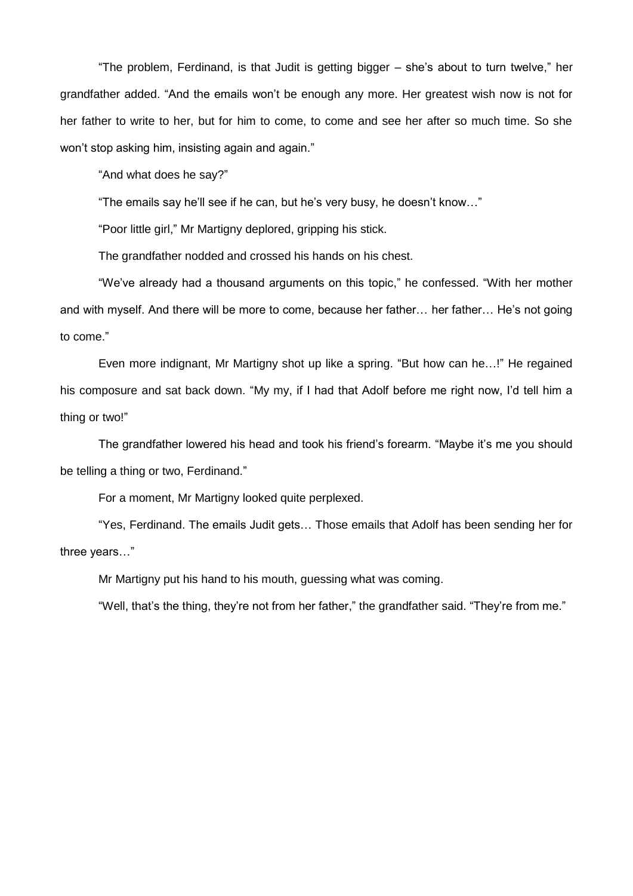"The problem, Ferdinand, is that Judit is getting bigger – she's about to turn twelve," her grandfather added. "And the emails won't be enough any more. Her greatest wish now is not for her father to write to her, but for him to come, to come and see her after so much time. So she won't stop asking him, insisting again and again."

"And what does he say?"

"The emails say he'll see if he can, but he's very busy, he doesn't know…"

"Poor little girl," Mr Martigny deplored, gripping his stick.

The grandfather nodded and crossed his hands on his chest.

"We've already had a thousand arguments on this topic," he confessed. "With her mother and with myself. And there will be more to come, because her father… her father… He's not going to come."

Even more indignant, Mr Martigny shot up like a spring. "But how can he…!" He regained his composure and sat back down. "My my, if I had that Adolf before me right now, I'd tell him a thing or two!"

The grandfather lowered his head and took his friend's forearm. "Maybe it's me you should be telling a thing or two, Ferdinand."

For a moment, Mr Martigny looked quite perplexed.

"Yes, Ferdinand. The emails Judit gets… Those emails that Adolf has been sending her for three years…"

Mr Martigny put his hand to his mouth, guessing what was coming.

"Well, that's the thing, they're not from her father," the grandfather said. "They're from me."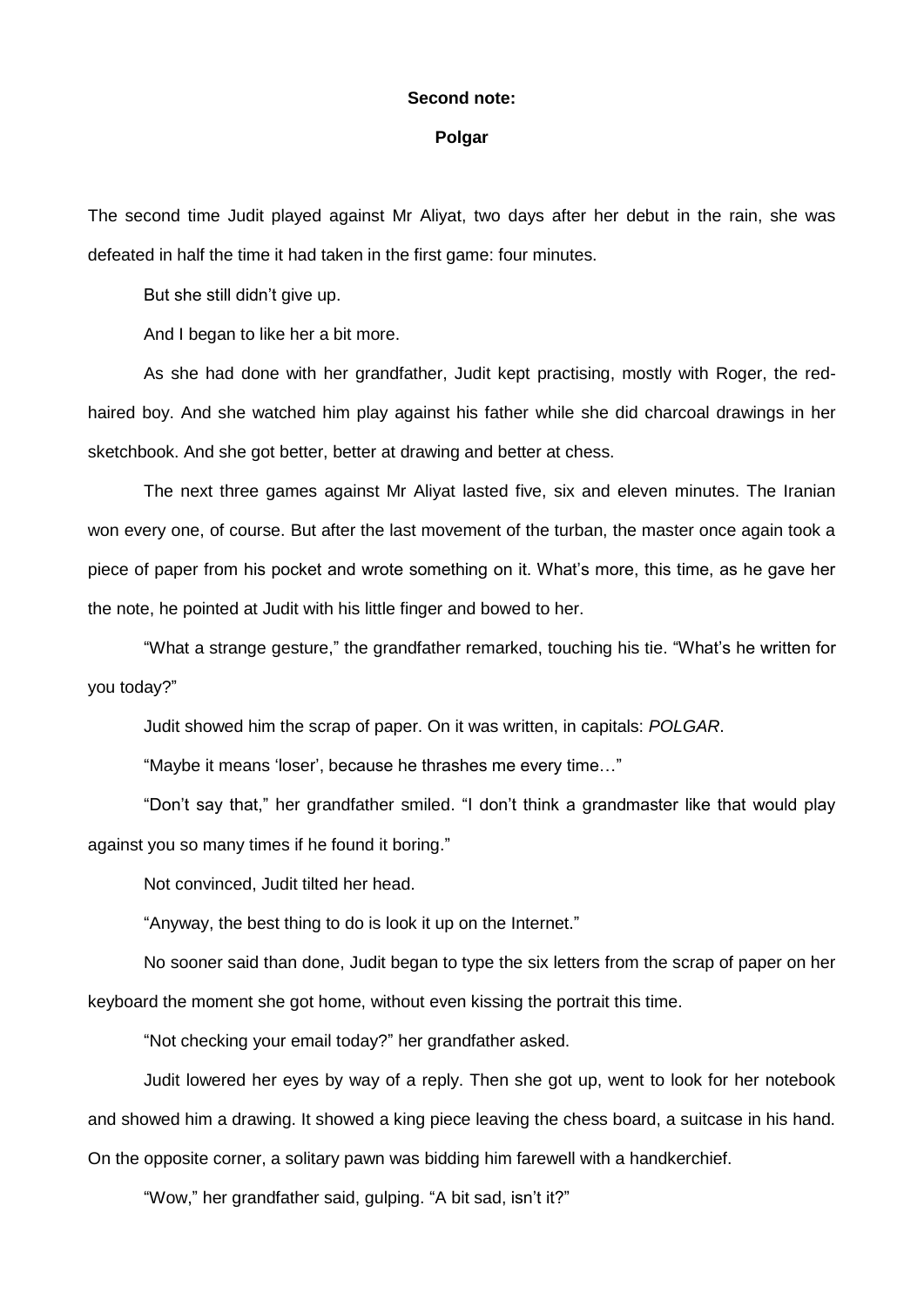**Second note:**

**Polgar**

The second time Judit played against Mr Aliyat, two days after her debut in the rain, she was defeated in half the time it had taken in the first game: four minutes.

But she still didn't give up.

And I began to like her a bit more.

As she had done with her grandfather, Judit kept practising, mostly with Roger, the red-haired boy. And she watched him play against his father while she did charcoal drawings in her sketchbook. And she got better, better at drawing and better at chess.

The next three games against Mr Aliyat lasted five, six and eleven minutes. The Iranian won every one, of course. But after the last movement of the turban, the master once again took a piece of paper from his pocket and wrote something on it. What's more, this time, as he gave her the note, he pointed at Judit with his little finger and bowed to her.

"What a strange gesture," the grandfather remarked, touching his tie. "What's he written for you today?"

Judit showed him the scrap of paper. On it was written, in capitals: *POLGAR*.

"Maybe it means 'loser', because he thrashes me every time…"

"Don't say that," her grandfather smiled. "I don't think a grandmaster like that would play against you so many times if he found it boring."

Not convinced, Judit tilted her head.

"Anyway, the best thing to do is look it up on the Internet."

No sooner said than done, Judit began to type the six letters from the scrap of paper on her keyboard the moment she got home, without even kissing the portrait this time.

"Not checking your email today?" her grandfather asked.

Judit lowered her eyes by way of a reply. Then she got up, went to look for her notebook and showed him a drawing. It showed a king piece leaving the chess board, a suitcase in his hand. On the opposite corner, a solitary pawn was bidding him farewell with a handkerchief.

"Wow," her grandfather said, gulping. "A bit sad, isn't it?"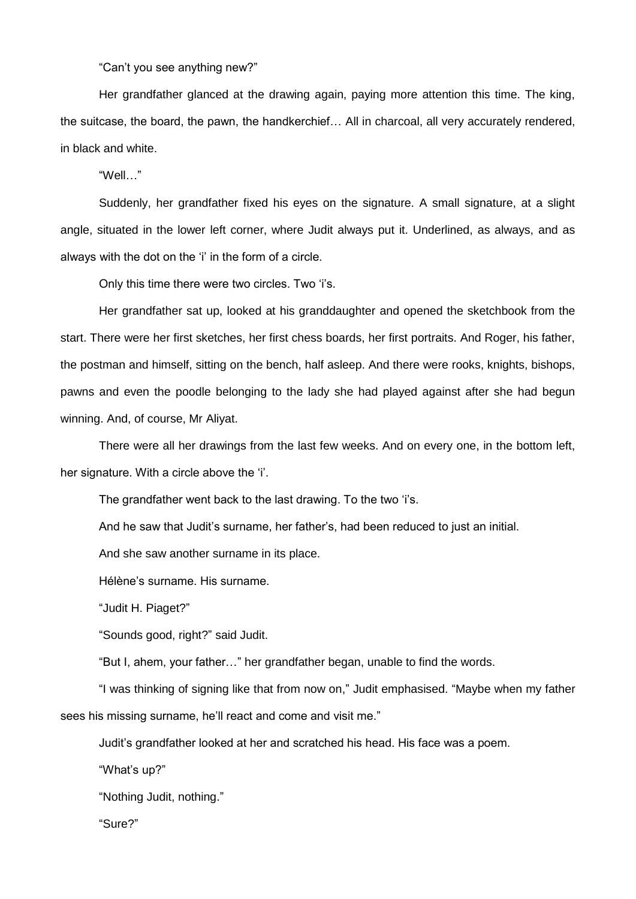"Can't you see anything new?"

Her grandfather glanced at the drawing again, paying more attention this time. The king, the suitcase, the board, the pawn, the handkerchief… All in charcoal, all very accurately rendered, in black and white.

"Well…"

Suddenly, her grandfather fixed his eyes on the signature. A small signature, at a slight angle, situated in the lower left corner, where Judit always put it. Underlined, as always, and as always with the dot on the 'i' in the form of a circle.

Only this time there were two circles. Two 'i's.

Her grandfather sat up, looked at his granddaughter and opened the sketchbook from the start. There were her first sketches, her first chess boards, her first portraits. And Roger, his father, the postman and himself, sitting on the bench, half asleep. And there were rooks, knights, bishops, pawns and even the poodle belonging to the lady she had played against after she had begun winning. And, of course, Mr Aliyat.

There were all her drawings from the last few weeks. And on every one, in the bottom left, her signature. With a circle above the 'i'.

The grandfather went back to the last drawing. To the two 'i's.

And he saw that Judit's surname, her father's, had been reduced to just an initial.

And she saw another surname in its place.

Hélène's surname. His surname.

"Judit H. Piaget?"

"Sounds good, right?" said Judit.

"But I, ahem, your father…" her grandfather began, unable to find the words.

"I was thinking of signing like that from now on," Judit emphasised. "Maybe when my father sees his missing surname, he'll react and come and visit me."

Judit's grandfather looked at her and scratched his head. His face was a poem.

"What's up?"

"Nothing Judit, nothing."

"Sure?"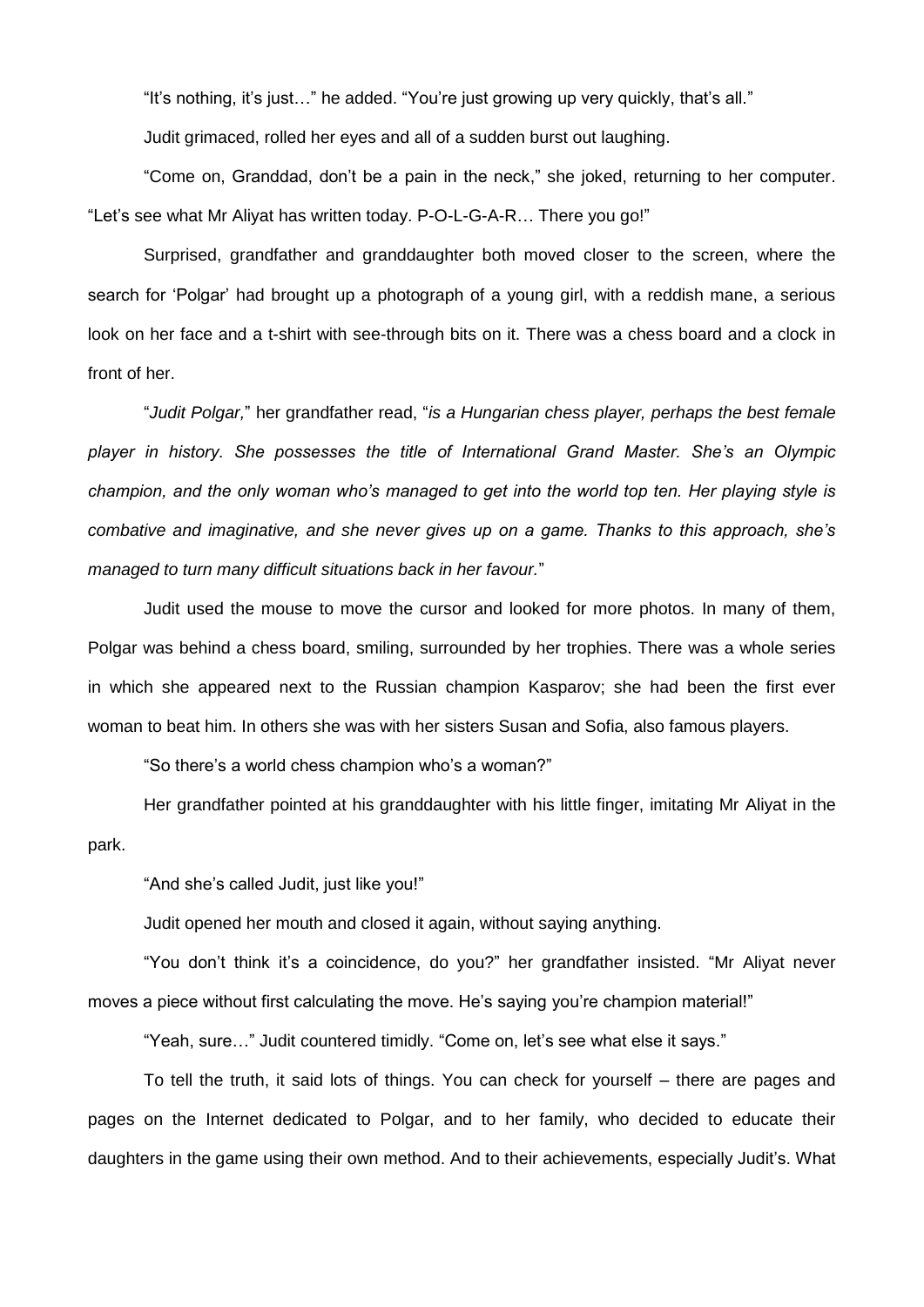"It's nothing, it's just…" he added. "You're just growing up very quickly, that's all."

Judit grimaced, rolled her eyes and all of a sudden burst out laughing.

"Come on, Granddad, don't be a pain in the neck," she joked, returning to her computer. "Let's see what Mr Aliyat has written today. P-O-L-G-A-R… There you go!"

Surprised, grandfather and granddaughter both moved closer to the screen, where the search for 'Polgar' had brought up a photograph of a young girl, with a reddish mane, a serious look on her face and a t-shirt with see-through bits on it. There was a chess board and a clock in front of her.

"*Judit Polgar,*" her grandfather read, "*is a Hungarian chess player, perhaps the best female player in history. She possesses the title of International Grand Master. She's an Olympic champion, and the only woman who's managed to get into the world top ten. Her playing style is combative and imaginative, and she never gives up on a game. Thanks to this approach, she's managed to turn many difficult situations back in her favour.*"

Judit used the mouse to move the cursor and looked for more photos. In many of them, Polgar was behind a chess board, smiling, surrounded by her trophies. There was a whole series in which she appeared next to the Russian champion Kasparov; she had been the first ever woman to beat him. In others she was with her sisters Susan and Sofia, also famous players.

"So there's a world chess champion who's a woman?"

Her grandfather pointed at his granddaughter with his little finger, imitating Mr Aliyat in the park.

"And she's called Judit, just like you!"

Judit opened her mouth and closed it again, without saying anything.

"You don't think it's a coincidence, do you?" her grandfather insisted. "Mr Aliyat never moves a piece without first calculating the move. He's saying you're champion material!"

"Yeah, sure…" Judit countered timidly. "Come on, let's see what else it says."

To tell the truth, it said lots of things. You can check for yourself – there are pages and pages on the Internet dedicated to Polgar, and to her family, who decided to educate their daughters in the game using their own method. And to their achievements, especially Judit's. What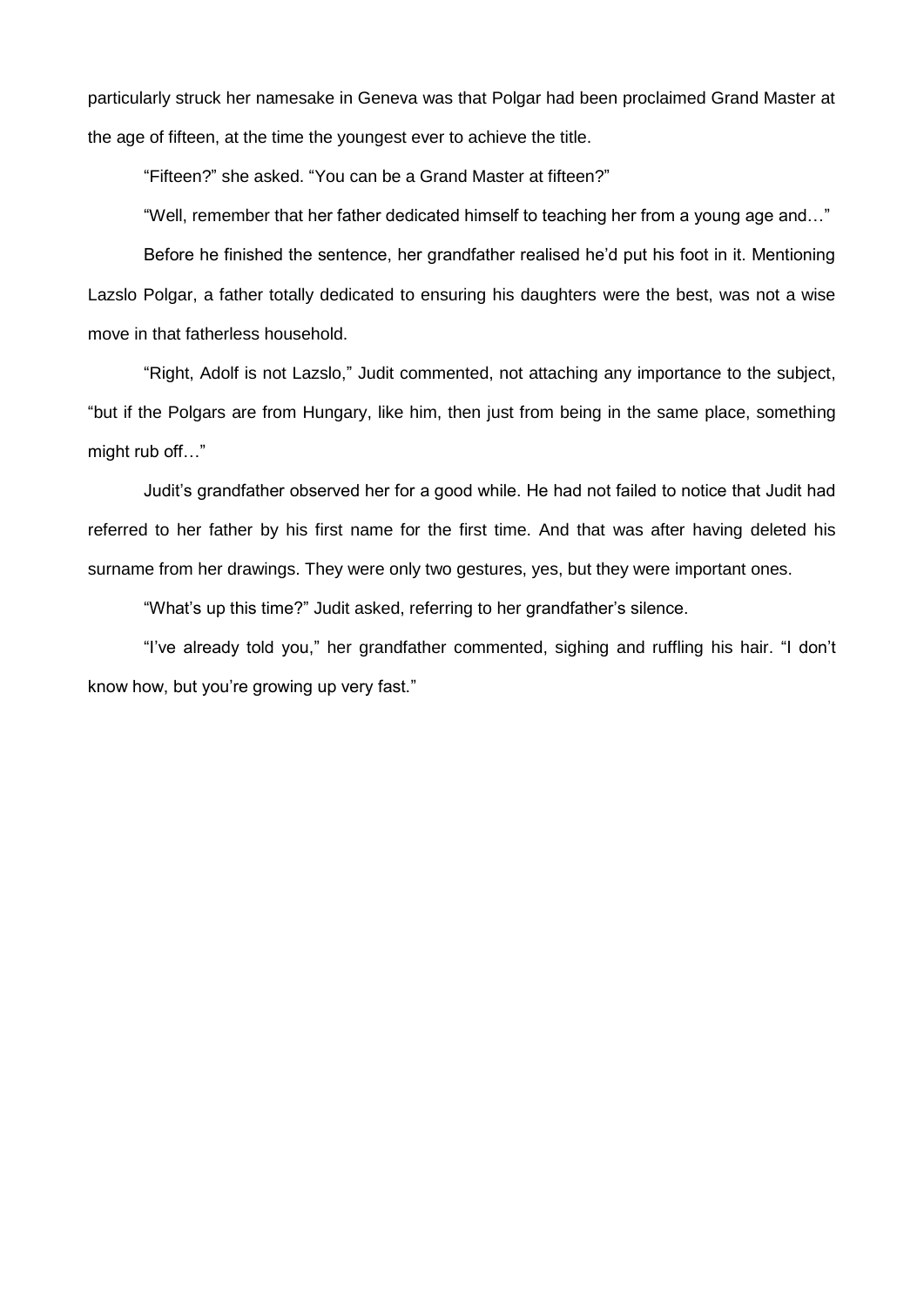particularly struck her namesake in Geneva was that Polgar had been proclaimed Grand Master at the age of fifteen, at the time the youngest ever to achieve the title.

"Fifteen?" she asked. "You can be a Grand Master at fifteen?"

"Well, remember that her father dedicated himself to teaching her from a young age and…"

Before he finished the sentence, her grandfather realised he'd put his foot in it. Mentioning Lazslo Polgar, a father totally dedicated to ensuring his daughters were the best, was not a wise move in that fatherless household.

"Right, Adolf is not Lazslo," Judit commented, not attaching any importance to the subject, "but if the Polgars are from Hungary, like him, then just from being in the same place, something might rub off…"

Judit's grandfather observed her for a good while. He had not failed to notice that Judit had referred to her father by his first name for the first time. And that was after having deleted his surname from her drawings. They were only two gestures, yes, but they were important ones.

"What's up this time?" Judit asked, referring to her grandfather's silence.

"I've already told you," her grandfather commented, sighing and ruffling his hair. "I don't know how, but you're growing up very fast."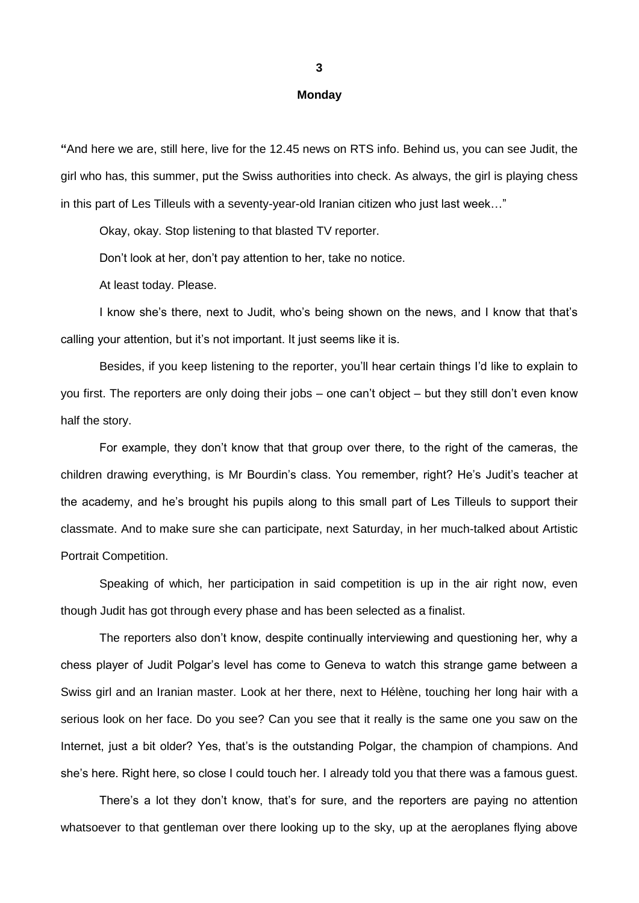## 3

### Monday

"And here we are, still here, live for the 12.45 news on RTS info. Behind us, you can see Judit, the girl who has, this summer, put the Swiss authorities into check. As always, the girl is playing chess in this part of Les Tilleuls with a seventy-year-old Iranian citizen who just last week…"

Okay, okay. Stop listening to that blasted TV reporter.

Don't look at her, don't pay attention to her, take no notice.

At least today. Please.

I know she's there, next to Judit, who's being shown on the news, and I know that that's calling your attention, but it's not important. It just seems like it is.

Besides, if you keep listening to the reporter, you'll hear certain things I'd like to explain to you first. The reporters are only doing their jobs – one can't object – but they still don't even know half the story.

For example, they don't know that that group over there, to the right of the cameras, the children drawing everything, is Mr Bourdin's class. You remember, right? He's Judit's teacher at the academy, and he's brought his pupils along to this small part of Les Tilleuls to support their classmate. And to make sure she can participate, next Saturday, in her much-talked about Artistic Portrait Competition.

Speaking of which, her participation in said competition is up in the air right now, even though Judit has got through every phase and has been selected as a finalist.

The reporters also don't know, despite continually interviewing and questioning her, why a chess player of Judit Polgar's level has come to Geneva to watch this strange game between a Swiss girl and an Iranian master. Look at her there, next to Hélène, touching her long hair with a serious look on her face. Do you see? Can you see that it really is the same one you saw on the Internet, just a bit older? Yes, that's is the outstanding Polgar, the champion of champions. And she's here. Right here, so close I could touch her. I already told you that there was a famous guest.

There's a lot they don't know, that's for sure, and the reporters are paying no attention whatsoever to that gentleman over there looking up to the sky, up at the aeroplanes flying above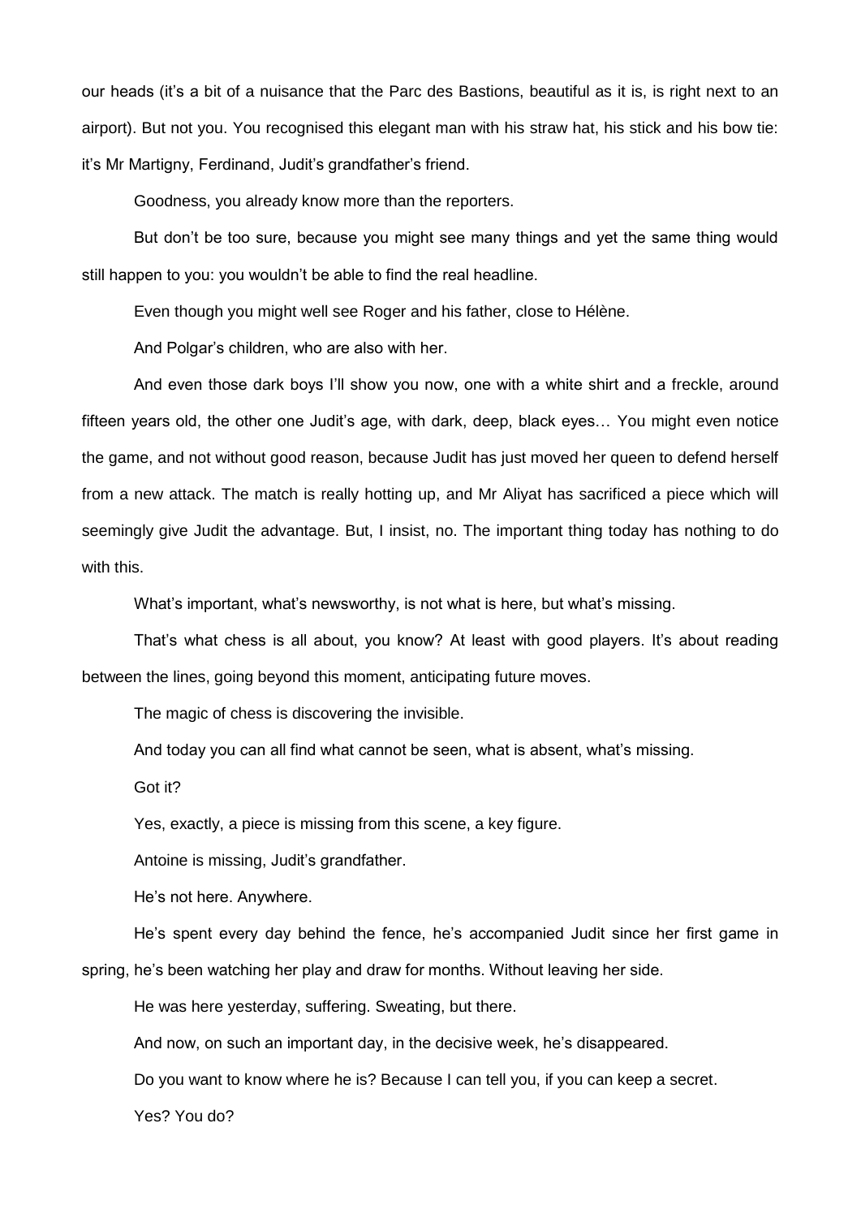our heads (it's a bit of a nuisance that the Parc des Bastions, beautiful as it is, is right next to an airport). But not you. You recognised this elegant man with his straw hat, his stick and his bow tie: it's Mr Martigny, Ferdinand, Judit's grandfather's friend.

Goodness, you already know more than the reporters.

But don't be too sure, because you might see many things and yet the same thing would still happen to you: you wouldn't be able to find the real headline.

Even though you might well see Roger and his father, close to Hélène.

And Polgar's children, who are also with her.

And even those dark boys I'll show you now, one with a white shirt and a freckle, around fifteen years old, the other one Judit's age, with dark, deep, black eyes… You might even notice the game, and not without good reason, because Judit has just moved her queen to defend herself from a new attack. The match is really hotting up, and Mr Aliyat has sacrificed a piece which will seemingly give Judit the advantage. But, I insist, no. The important thing today has nothing to do with this.

What's important, what's newsworthy, is not what is here, but what's missing.

That's what chess is all about, you know? At least with good players. It's about reading between the lines, going beyond this moment, anticipating future moves.

The magic of chess is discovering the invisible.

And today you can all find what cannot be seen, what is absent, what's missing.

Got it?

Yes, exactly, a piece is missing from this scene, a key figure.

Antoine is missing, Judit's grandfather.

He's not here. Anywhere.

He's spent every day behind the fence, he's accompanied Judit since her first game in spring, he's been watching her play and draw for months. Without leaving her side.

He was here yesterday, suffering. Sweating, but there.

And now, on such an important day, in the decisive week, he's disappeared.

Do you want to know where he is? Because I can tell you, if you can keep a secret.

Yes? You do?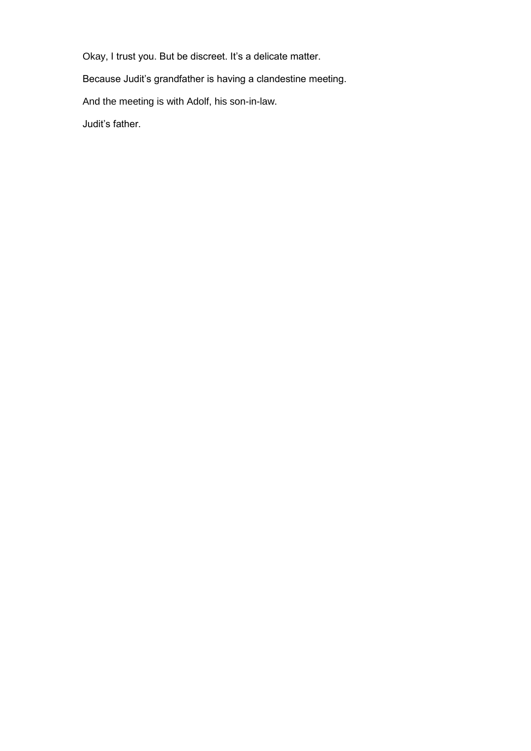Okay, I trust you. But be discreet. It’s a delicate matter.

Because Judit’s grandfather is having a clandestine meeting.

And the meeting is with Adolf, his son-in-law.

Judit’s father.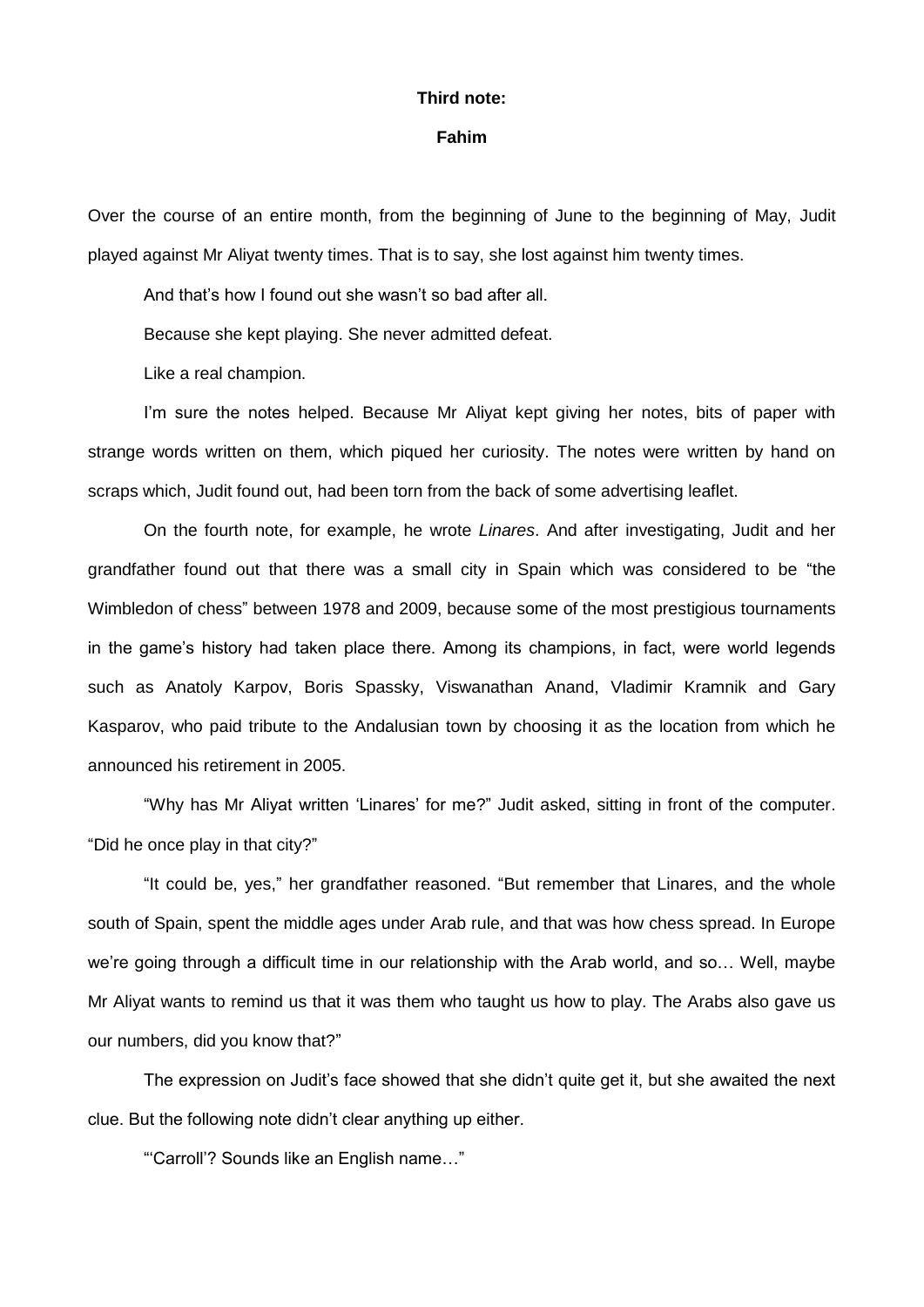**Third note:**

**Fahim**

Over the course of an entire month, from the beginning of June to the beginning of May, Judit played against Mr Aliyat twenty times. That is to say, she lost against him twenty times.

And that's how I found out she wasn't so bad after all.

Because she kept playing. She never admitted defeat.

Like a real champion.

I'm sure the notes helped. Because Mr Aliyat kept giving her notes, bits of paper with strange words written on them, which piqued her curiosity. The notes were written by hand on scraps which, Judit found out, had been torn from the back of some advertising leaflet.

On the fourth note, for example, he wrote *Linares*. And after investigating, Judit and her grandfather found out that there was a small city in Spain which was considered to be "the Wimbledon of chess" between 1978 and 2009, because some of the most prestigious tournaments in the game's history had taken place there. Among its champions, in fact, were world legends such as Anatoly Karpov, Boris Spassky, Viswanathan Anand, Vladimir Kramnik and Gary Kasparov, who paid tribute to the Andalusian town by choosing it as the location from which he announced his retirement in 2005.

"Why has Mr Aliyat written 'Linares' for me?" Judit asked, sitting in front of the computer. "Did he once play in that city?"

"It could be, yes," her grandfather reasoned. "But remember that Linares, and the whole south of Spain, spent the middle ages under Arab rule, and that was how chess spread. In Europe we're going through a difficult time in our relationship with the Arab world, and so… Well, maybe Mr Aliyat wants to remind us that it was them who taught us how to play. The Arabs also gave us our numbers, did you know that?"

The expression on Judit's face showed that she didn't quite get it, but she awaited the next clue. But the following note didn't clear anything up either.

"'Carroll'? Sounds like an English name…"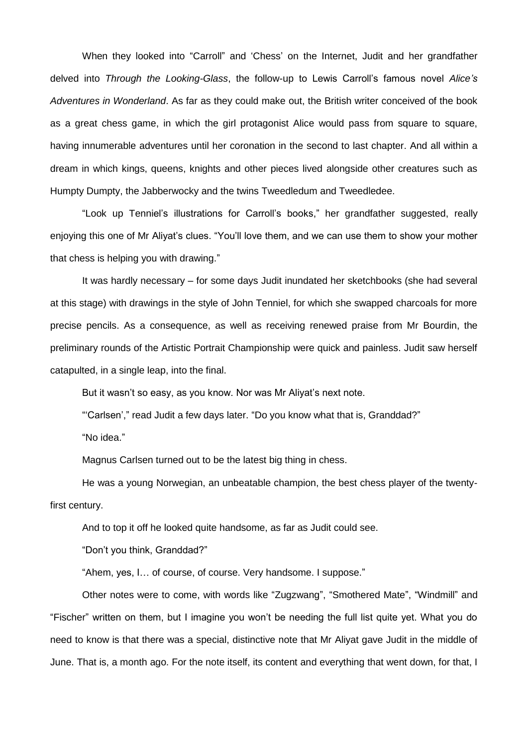When they looked into "Carroll" and 'Chess' on the Internet, Judit and her grandfather delved into *Through the Looking-Glass*, the follow-up to Lewis Carroll's famous novel *Alice's Adventures in Wonderland*. As far as they could make out, the British writer conceived of the book as a great chess game, in which the girl protagonist Alice would pass from square to square, having innumerable adventures until her coronation in the second to last chapter. And all within a dream in which kings, queens, knights and other pieces lived alongside other creatures such as Humpty Dumpty, the Jabberwocky and the twins Tweedledum and Tweedledee.

"Look up Tenniel's illustrations for Carroll's books," her grandfather suggested, really enjoying this one of Mr Aliyat's clues. "You'll love them, and we can use them to show your mother that chess is helping you with drawing."

It was hardly necessary – for some days Judit inundated her sketchbooks (she had several at this stage) with drawings in the style of John Tenniel, for which she swapped charcoals for more precise pencils. As a consequence, as well as receiving renewed praise from Mr Bourdin, the preliminary rounds of the Artistic Portrait Championship were quick and painless. Judit saw herself catapulted, in a single leap, into the final.

But it wasn't so easy, as you know. Nor was Mr Aliyat's next note.

"'Carlsen'," read Judit a few days later. "Do you know what that is, Granddad?"

"No idea."

Magnus Carlsen turned out to be the latest big thing in chess.

He was a young Norwegian, an unbeatable champion, the best chess player of the twenty-first century.

And to top it off he looked quite handsome, as far as Judit could see.

"Don't you think, Granddad?"

"Ahem, yes, I… of course, of course. Very handsome. I suppose."

Other notes were to come, with words like "Zugzwang", "Smothered Mate", "Windmill" and "Fischer" written on them, but I imagine you won't be needing the full list quite yet. What you do need to know is that there was a special, distinctive note that Mr Aliyat gave Judit in the middle of June. That is, a month ago. For the note itself, its content and everything that went down, for that, I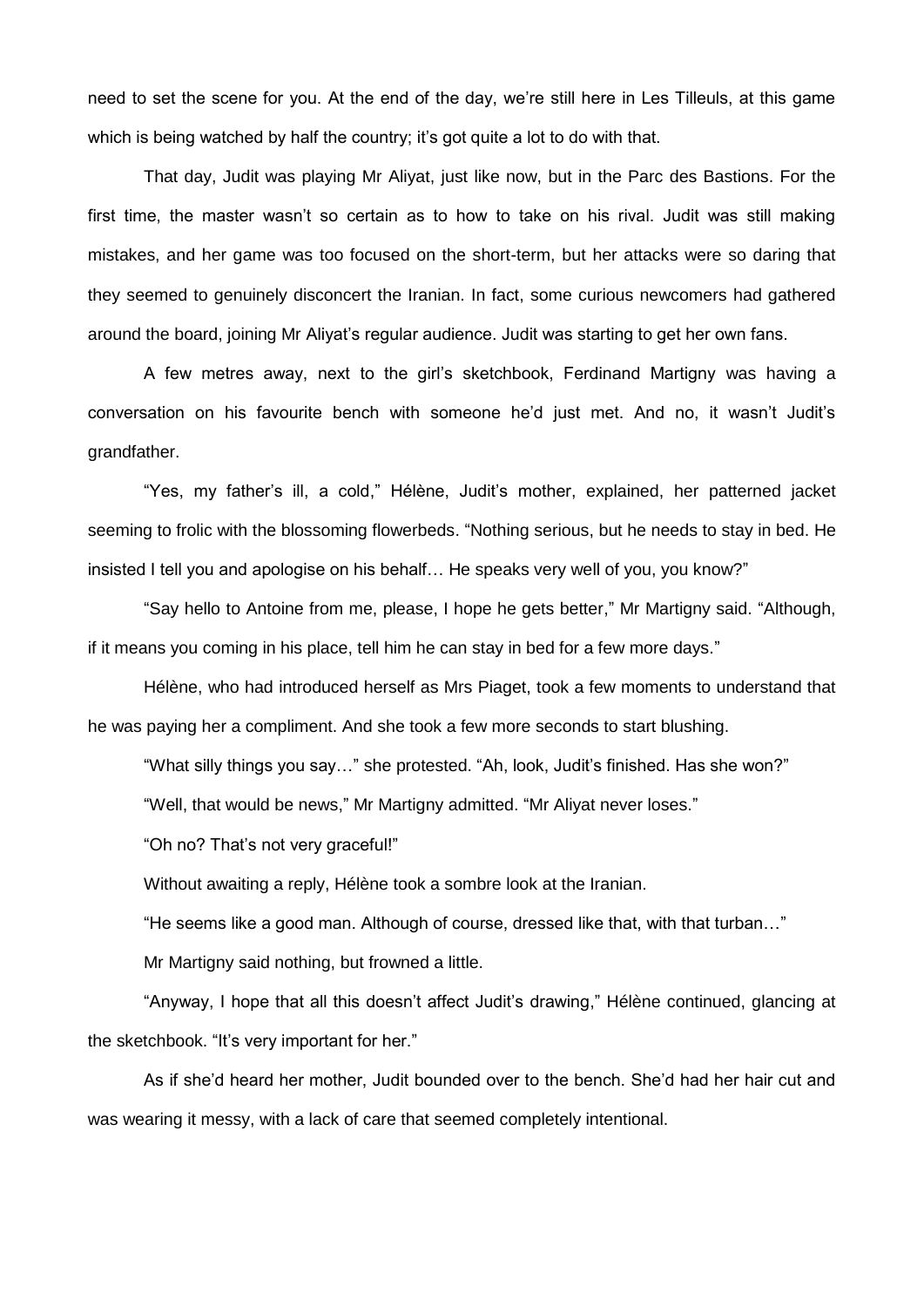need to set the scene for you. At the end of the day, we're still here in Les Tilleuls, at this game which is being watched by half the country; it's got quite a lot to do with that.

That day, Judit was playing Mr Aliyat, just like now, but in the Parc des Bastions. For the first time, the master wasn't so certain as to how to take on his rival. Judit was still making mistakes, and her game was too focused on the short-term, but her attacks were so daring that they seemed to genuinely disconcert the Iranian. In fact, some curious newcomers had gathered around the board, joining Mr Aliyat's regular audience. Judit was starting to get her own fans.

A few metres away, next to the girl's sketchbook, Ferdinand Martigny was having a conversation on his favourite bench with someone he'd just met. And no, it wasn't Judit's grandfather.

"Yes, my father's ill, a cold," Hélène, Judit's mother, explained, her patterned jacket seeming to frolic with the blossoming flowerbeds. "Nothing serious, but he needs to stay in bed. He insisted I tell you and apologise on his behalf… He speaks very well of you, you know?"

"Say hello to Antoine from me, please, I hope he gets better," Mr Martigny said. "Although, if it means you coming in his place, tell him he can stay in bed for a few more days."

Hélène, who had introduced herself as Mrs Piaget, took a few moments to understand that he was paying her a compliment. And she took a few more seconds to start blushing.

"What silly things you say…" she protested. "Ah, look, Judit's finished. Has she won?"

"Well, that would be news," Mr Martigny admitted. "Mr Aliyat never loses."

"Oh no? That's not very graceful!"

Without awaiting a reply, Hélène took a sombre look at the Iranian.

"He seems like a good man. Although of course, dressed like that, with that turban…"

Mr Martigny said nothing, but frowned a little.

"Anyway, I hope that all this doesn't affect Judit's drawing," Hélène continued, glancing at the sketchbook. "It's very important for her."

As if she'd heard her mother, Judit bounded over to the bench. She'd had her hair cut and was wearing it messy, with a lack of care that seemed completely intentional.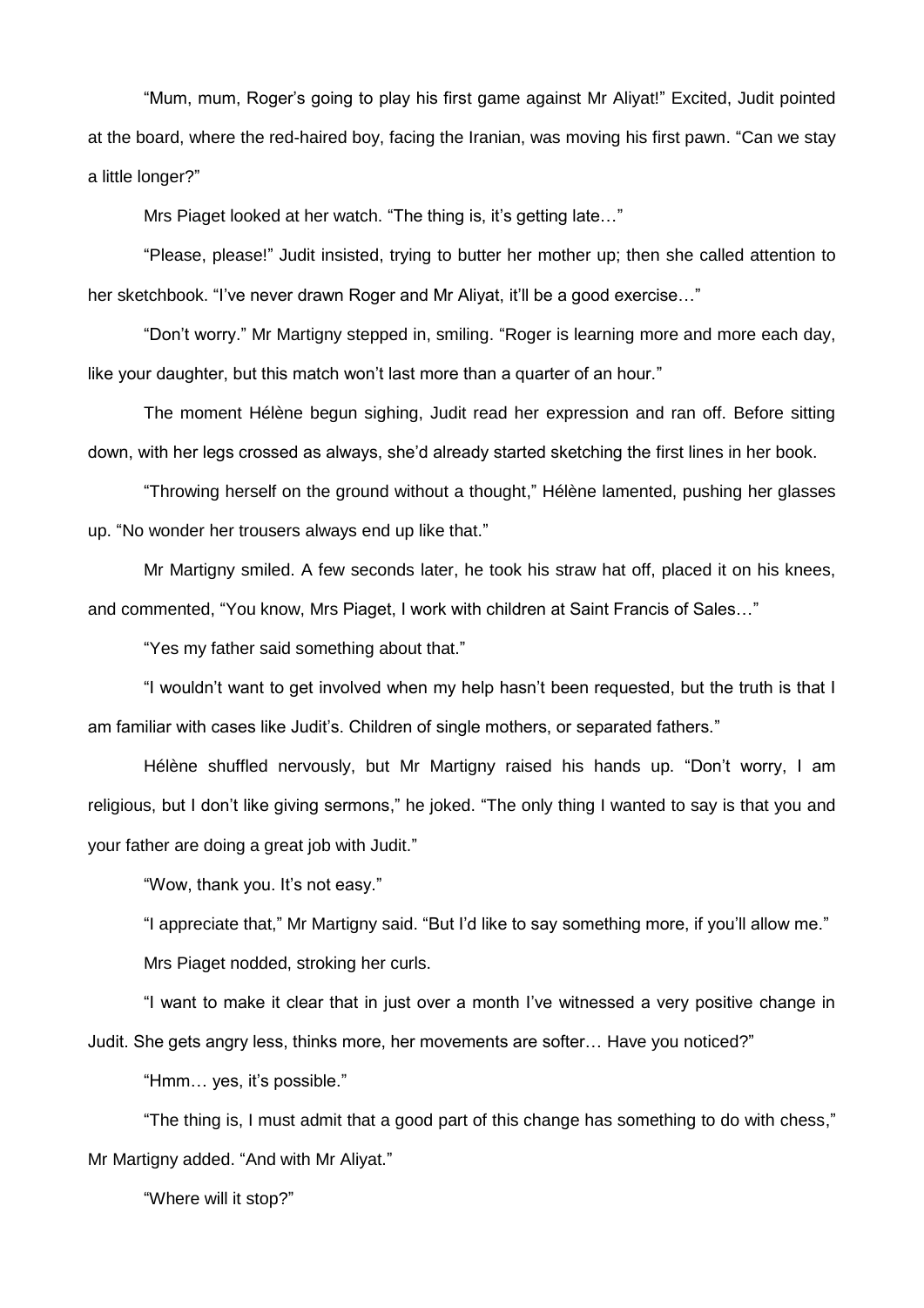"Mum, mum, Roger's going to play his first game against Mr Aliyat!" Excited, Judit pointed at the board, where the red-haired boy, facing the Iranian, was moving his first pawn. "Can we stay a little longer?"

Mrs Piaget looked at her watch. "The thing is, it's getting late…"

"Please, please!" Judit insisted, trying to butter her mother up; then she called attention to her sketchbook. "I've never drawn Roger and Mr Aliyat, it'll be a good exercise…"

"Don't worry." Mr Martigny stepped in, smiling. "Roger is learning more and more each day, like your daughter, but this match won't last more than a quarter of an hour."

The moment Hélène begun sighing, Judit read her expression and ran off. Before sitting down, with her legs crossed as always, she'd already started sketching the first lines in her book.

"Throwing herself on the ground without a thought," Hélène lamented, pushing her glasses up. "No wonder her trousers always end up like that."

Mr Martigny smiled. A few seconds later, he took his straw hat off, placed it on his knees, and commented, "You know, Mrs Piaget, I work with children at Saint Francis of Sales…"

"Yes my father said something about that."

"I wouldn't want to get involved when my help hasn't been requested, but the truth is that I am familiar with cases like Judit's. Children of single mothers, or separated fathers."

Hélène shuffled nervously, but Mr Martigny raised his hands up. "Don't worry, I am religious, but I don't like giving sermons," he joked. "The only thing I wanted to say is that you and your father are doing a great job with Judit."

"Wow, thank you. It's not easy."

"I appreciate that," Mr Martigny said. "But I'd like to say something more, if you'll allow me."

Mrs Piaget nodded, stroking her curls.

"I want to make it clear that in just over a month I've witnessed a very positive change in Judit. She gets angry less, thinks more, her movements are softer… Have you noticed?"

"Hmm… yes, it's possible."

"The thing is, I must admit that a good part of this change has something to do with chess," Mr Martigny added. "And with Mr Aliyat."

"Where will it stop?"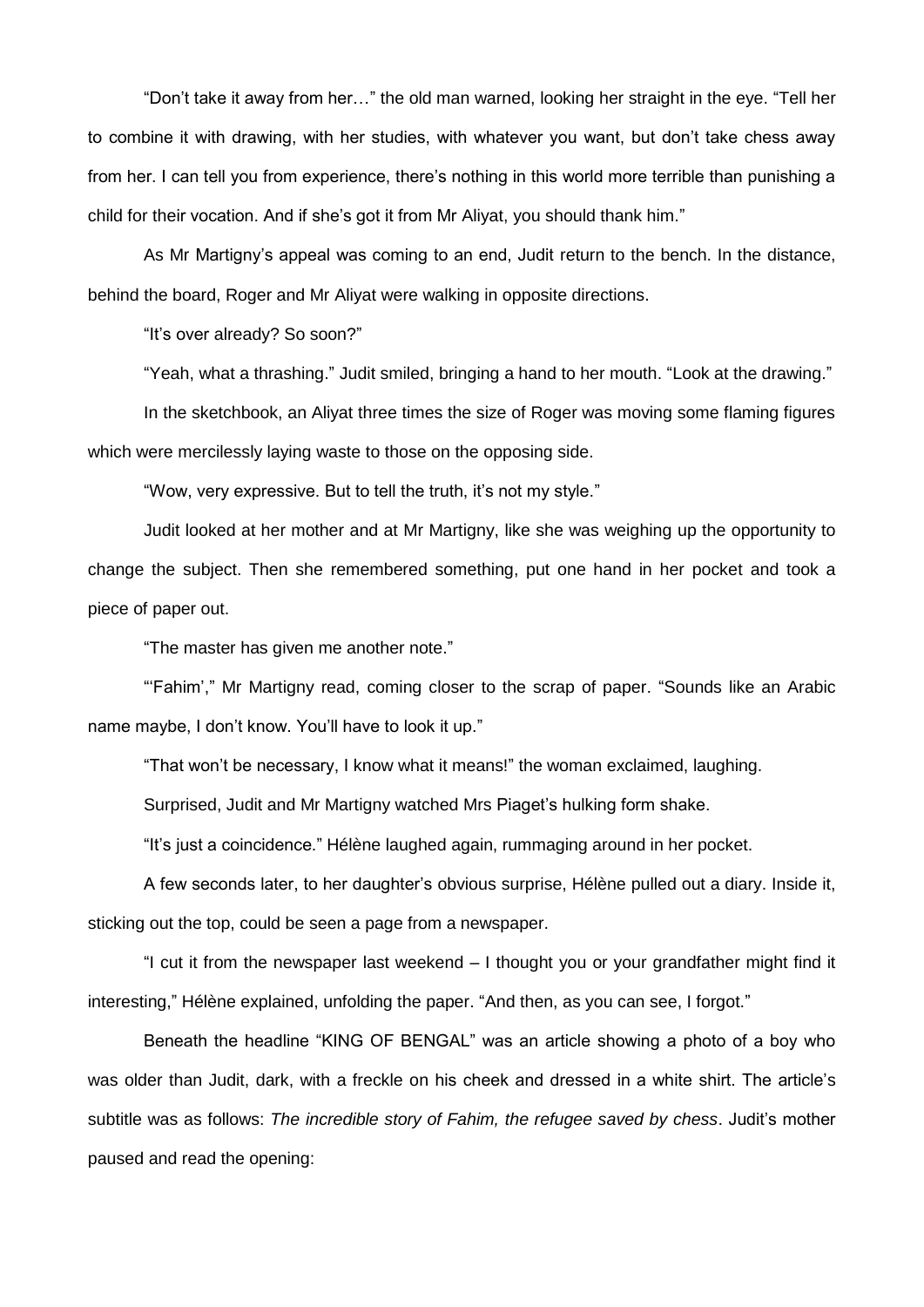"Don't take it away from her…" the old man warned, looking her straight in the eye. "Tell her to combine it with drawing, with her studies, with whatever you want, but don't take chess away from her. I can tell you from experience, there's nothing in this world more terrible than punishing a child for their vocation. And if she's got it from Mr Aliyat, you should thank him."

As Mr Martigny's appeal was coming to an end, Judit return to the bench. In the distance, behind the board, Roger and Mr Aliyat were walking in opposite directions.

"It's over already? So soon?"

"Yeah, what a thrashing." Judit smiled, bringing a hand to her mouth. "Look at the drawing."

In the sketchbook, an Aliyat three times the size of Roger was moving some flaming figures which were mercilessly laying waste to those on the opposing side.

"Wow, very expressive. But to tell the truth, it's not my style."

Judit looked at her mother and at Mr Martigny, like she was weighing up the opportunity to change the subject. Then she remembered something, put one hand in her pocket and took a piece of paper out.

"The master has given me another note."

"'Fahim'," Mr Martigny read, coming closer to the scrap of paper. "Sounds like an Arabic name maybe, I don't know. You'll have to look it up."

"That won't be necessary, I know what it means!" the woman exclaimed, laughing.

Surprised, Judit and Mr Martigny watched Mrs Piaget's hulking form shake.

"It's just a coincidence." Hélène laughed again, rummaging around in her pocket.

A few seconds later, to her daughter's obvious surprise, Hélène pulled out a diary. Inside it, sticking out the top, could be seen a page from a newspaper.

"I cut it from the newspaper last weekend – I thought you or your grandfather might find it interesting," Hélène explained, unfolding the paper. "And then, as you can see, I forgot."

Beneath the headline "KING OF BENGAL" was an article showing a photo of a boy who was older than Judit, dark, with a freckle on his cheek and dressed in a white shirt. The article's subtitle was as follows: *The incredible story of Fahim, the refugee saved by chess*. Judit's mother paused and read the opening: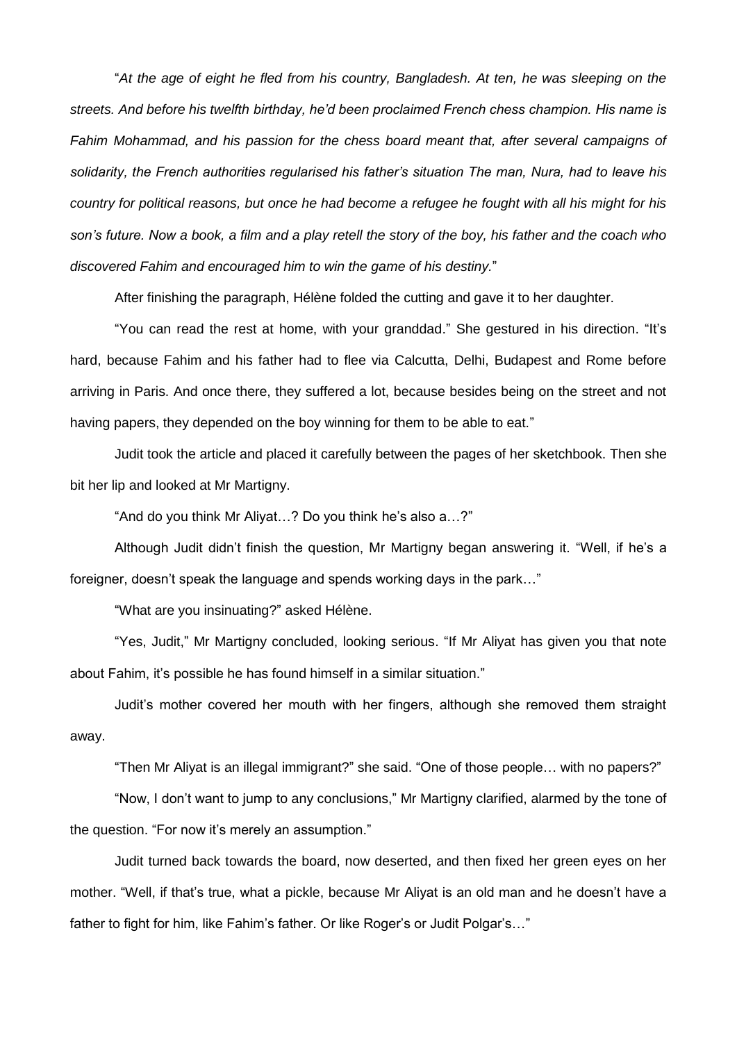"*At the age of eight he fled from his country, Bangladesh. At ten, he was sleeping on the streets. And before his twelfth birthday, he'd been proclaimed French chess champion. His name is Fahim Mohammad, and his passion for the chess board meant that, after several campaigns of solidarity, the French authorities regularised his father's situation The man, Nura, had to leave his country for political reasons, but once he had become a refugee he fought with all his might for his son's future. Now a book, a film and a play retell the story of the boy, his father and the coach who discovered Fahim and encouraged him to win the game of his destiny.*"

After finishing the paragraph, Hélène folded the cutting and gave it to her daughter.

"You can read the rest at home, with your granddad." She gestured in his direction. "It's hard, because Fahim and his father had to flee via Calcutta, Delhi, Budapest and Rome before arriving in Paris. And once there, they suffered a lot, because besides being on the street and not having papers, they depended on the boy winning for them to be able to eat."

Judit took the article and placed it carefully between the pages of her sketchbook. Then she bit her lip and looked at Mr Martigny.

"And do you think Mr Aliyat…? Do you think he's also a…?"

Although Judit didn't finish the question, Mr Martigny began answering it. "Well, if he's a foreigner, doesn't speak the language and spends working days in the park…"

"What are you insinuating?" asked Hélène.

"Yes, Judit," Mr Martigny concluded, looking serious. "If Mr Aliyat has given you that note about Fahim, it's possible he has found himself in a similar situation."

Judit's mother covered her mouth with her fingers, although she removed them straight away.

"Then Mr Aliyat is an illegal immigrant?" she said. "One of those people… with no papers?"

"Now, I don't want to jump to any conclusions," Mr Martigny clarified, alarmed by the tone of the question. "For now it's merely an assumption."

Judit turned back towards the board, now deserted, and then fixed her green eyes on her mother. "Well, if that's true, what a pickle, because Mr Aliyat is an old man and he doesn't have a father to fight for him, like Fahim's father. Or like Roger's or Judit Polgar's…"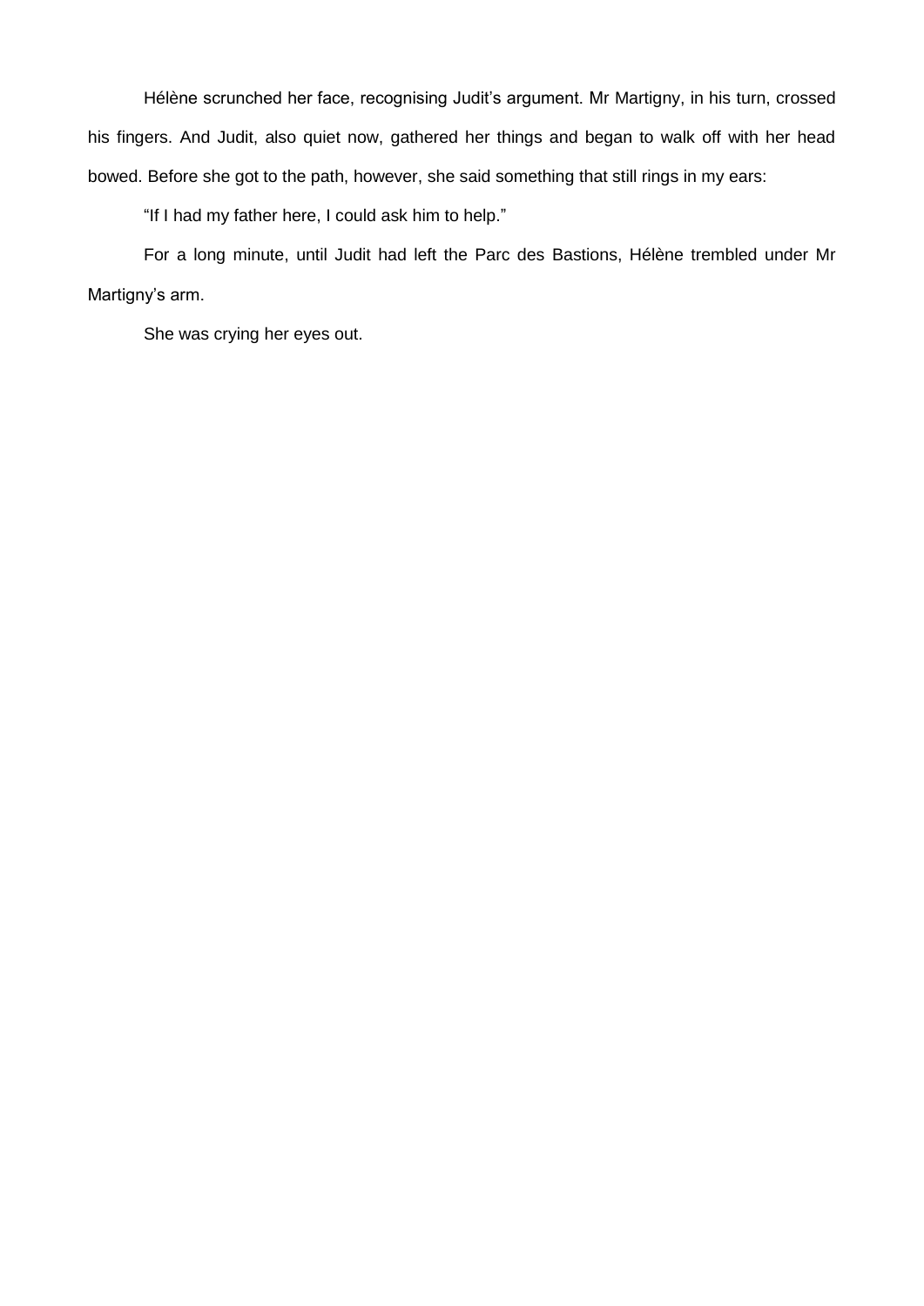Hélène scrunched her face, recognising Judit’s argument. Mr Martigny, in his turn, crossed his fingers. And Judit, also quiet now, gathered her things and began to walk off with her head bowed. Before she got to the path, however, she said something that still rings in my ears:

“If I had my father here, I could ask him to help.”

For a long minute, until Judit had left the Parc des Bastions, Hélène trembled under Mr Martigny’s arm.

She was crying her eyes out.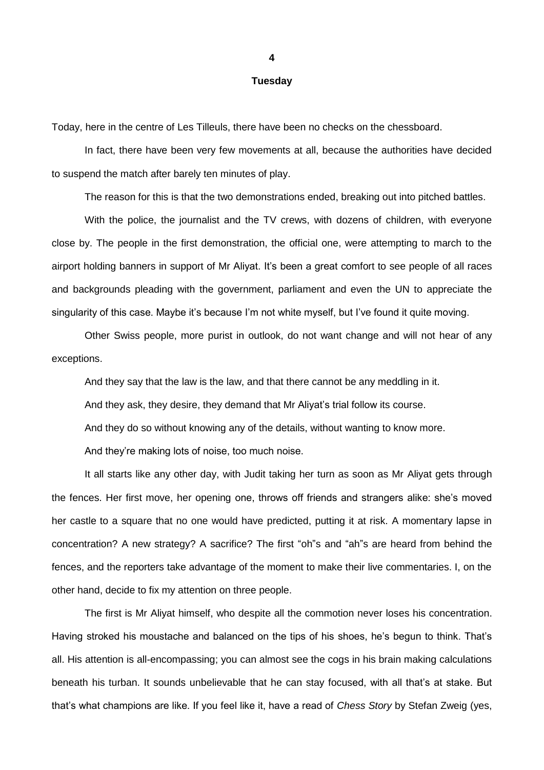## 4

### Tuesday

Today, here in the centre of Les Tilleuls, there have been no checks on the chessboard.

In fact, there have been very few movements at all, because the authorities have decided to suspend the match after barely ten minutes of play.

The reason for this is that the two demonstrations ended, breaking out into pitched battles.

With the police, the journalist and the TV crews, with dozens of children, with everyone close by. The people in the first demonstration, the official one, were attempting to march to the airport holding banners in support of Mr Aliyat. It's been a great comfort to see people of all races and backgrounds pleading with the government, parliament and even the UN to appreciate the singularity of this case. Maybe it's because I'm not white myself, but I've found it quite moving.

Other Swiss people, more purist in outlook, do not want change and will not hear of any exceptions.

And they say that the law is the law, and that there cannot be any meddling in it.

And they ask, they desire, they demand that Mr Aliyat's trial follow its course.

And they do so without knowing any of the details, without wanting to know more.

And they're making lots of noise, too much noise.

It all starts like any other day, with Judit taking her turn as soon as Mr Aliyat gets through the fences. Her first move, her opening one, throws off friends and strangers alike: she's moved her castle to a square that no one would have predicted, putting it at risk. A momentary lapse in concentration? A new strategy? A sacrifice? The first "oh"s and "ah"s are heard from behind the fences, and the reporters take advantage of the moment to make their live commentaries. I, on the other hand, decide to fix my attention on three people.

The first is Mr Aliyat himself, who despite all the commotion never loses his concentration. Having stroked his moustache and balanced on the tips of his shoes, he's begun to think. That's all. His attention is all-encompassing; you can almost see the cogs in his brain making calculations beneath his turban. It sounds unbelievable that he can stay focused, with all that's at stake. But that's what champions are like. If you feel like it, have a read of *Chess Story* by Stefan Zweig (yes,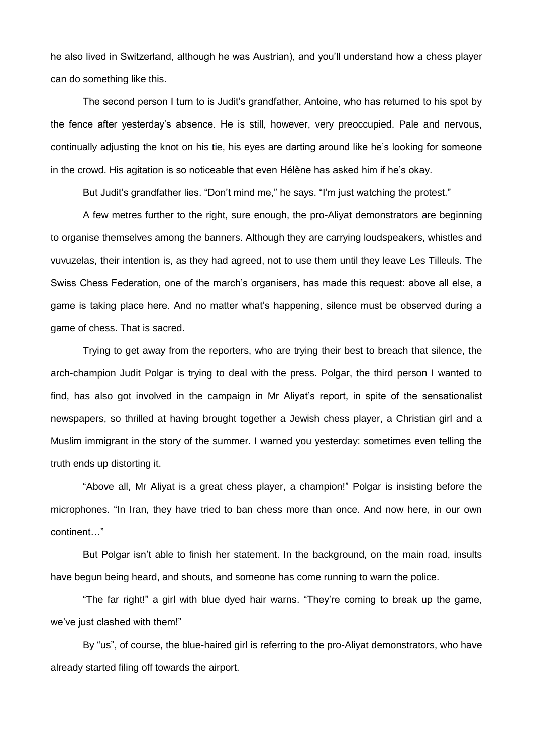he also lived in Switzerland, although he was Austrian), and you'll understand how a chess player can do something like this.

The second person I turn to is Judit's grandfather, Antoine, who has returned to his spot by the fence after yesterday's absence. He is still, however, very preoccupied. Pale and nervous, continually adjusting the knot on his tie, his eyes are darting around like he's looking for someone in the crowd. His agitation is so noticeable that even Hélène has asked him if he's okay.

But Judit's grandfather lies. "Don't mind me," he says. "I'm just watching the protest."

A few metres further to the right, sure enough, the pro-Aliyat demonstrators are beginning to organise themselves among the banners. Although they are carrying loudspeakers, whistles and vuvuzelas, their intention is, as they had agreed, not to use them until they leave Les Tilleuls. The Swiss Chess Federation, one of the march's organisers, has made this request: above all else, a game is taking place here. And no matter what's happening, silence must be observed during a game of chess. That is sacred.

Trying to get away from the reporters, who are trying their best to breach that silence, the arch-champion Judit Polgar is trying to deal with the press. Polgar, the third person I wanted to find, has also got involved in the campaign in Mr Aliyat's report, in spite of the sensationalist newspapers, so thrilled at having brought together a Jewish chess player, a Christian girl and a Muslim immigrant in the story of the summer. I warned you yesterday: sometimes even telling the truth ends up distorting it.

"Above all, Mr Aliyat is a great chess player, a champion!" Polgar is insisting before the microphones. "In Iran, they have tried to ban chess more than once. And now here, in our own continent…"

But Polgar isn't able to finish her statement. In the background, on the main road, insults have begun being heard, and shouts, and someone has come running to warn the police.

"The far right!" a girl with blue dyed hair warns. "They're coming to break up the game, we've just clashed with them!"

By "us", of course, the blue-haired girl is referring to the pro-Aliyat demonstrators, who have already started filing off towards the airport.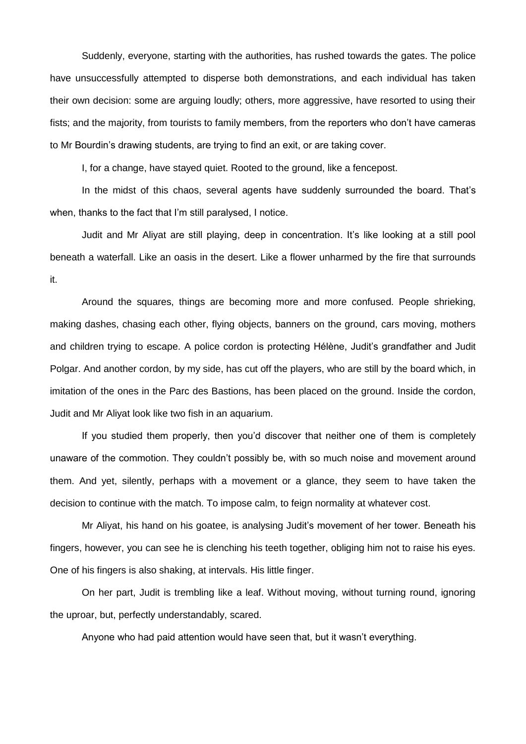Suddenly, everyone, starting with the authorities, has rushed towards the gates. The police have unsuccessfully attempted to disperse both demonstrations, and each individual has taken their own decision: some are arguing loudly; others, more aggressive, have resorted to using their fists; and the majority, from tourists to family members, from the reporters who don't have cameras to Mr Bourdin's drawing students, are trying to find an exit, or are taking cover.

I, for a change, have stayed quiet. Rooted to the ground, like a fencepost.

In the midst of this chaos, several agents have suddenly surrounded the board. That's when, thanks to the fact that I'm still paralysed, I notice.

Judit and Mr Aliyat are still playing, deep in concentration. It's like looking at a still pool beneath a waterfall. Like an oasis in the desert. Like a flower unharmed by the fire that surrounds it.

Around the squares, things are becoming more and more confused. People shrieking, making dashes, chasing each other, flying objects, banners on the ground, cars moving, mothers and children trying to escape. A police cordon is protecting Hélène, Judit's grandfather and Judit Polgar. And another cordon, by my side, has cut off the players, who are still by the board which, in imitation of the ones in the Parc des Bastions, has been placed on the ground. Inside the cordon, Judit and Mr Aliyat look like two fish in an aquarium.

If you studied them properly, then you'd discover that neither one of them is completely unaware of the commotion. They couldn't possibly be, with so much noise and movement around them. And yet, silently, perhaps with a movement or a glance, they seem to have taken the decision to continue with the match. To impose calm, to feign normality at whatever cost.

Mr Aliyat, his hand on his goatee, is analysing Judit's movement of her tower. Beneath his fingers, however, you can see he is clenching his teeth together, obliging him not to raise his eyes. One of his fingers is also shaking, at intervals. His little finger.

On her part, Judit is trembling like a leaf. Without moving, without turning round, ignoring the uproar, but, perfectly understandably, scared.

Anyone who had paid attention would have seen that, but it wasn't everything.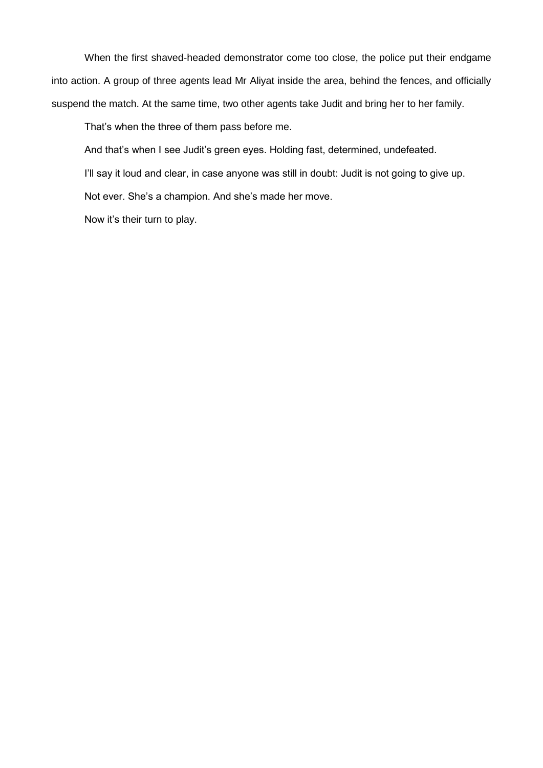When the first shaved-headed demonstrator come too close, the police put their endgame into action. A group of three agents lead Mr Aliyat inside the area, behind the fences, and officially suspend the match. At the same time, two other agents take Judit and bring her to her family.

That's when the three of them pass before me.

And that's when I see Judit's green eyes. Holding fast, determined, undefeated.

I'll say it loud and clear, in case anyone was still in doubt: Judit is not going to give up.

Not ever. She's a champion. And she's made her move.

Now it's their turn to play.